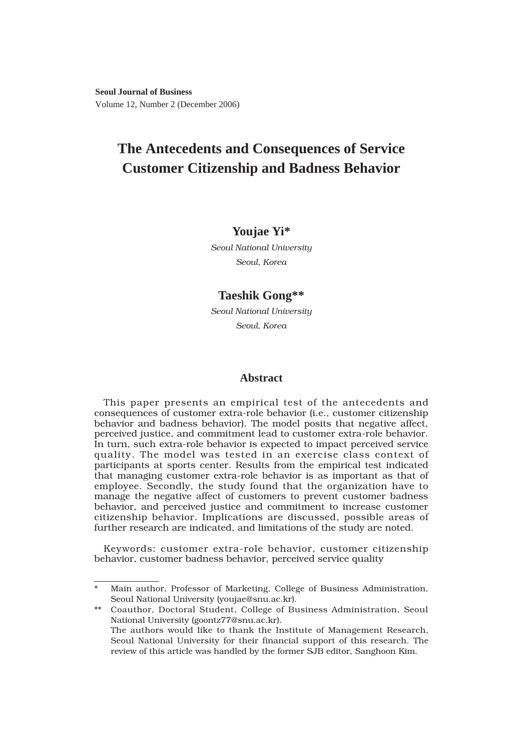**Seoul Journal of Business**
Volume 12, Number 2 (December 2006)

# The Antecedents and Consequences of Service Customer Citizenship and Badness Behavior

**Youjae Yi***

*Seoul National University*
*Seoul, Korea*

**Taeshik Gong****

*Seoul National University*
*Seoul, Korea*

## Abstract

This paper presents an empirical test of the antecedents and consequences of customer extra-role behavior (i.e., customer citizenship behavior and badness behavior). The model posits that negative affect, perceived justice, and commitment lead to customer extra-role behavior. In turn, such extra-role behavior is expected to impact perceived service quality. The model was tested in an exercise class context of participants at sports center. Results from the empirical test indicated that managing customer extra-role behavior is as important as that of employee. Secondly, the study found that the organization have to manage the negative affect of customers to prevent customer badness behavior, and perceived justice and commitment to increase customer citizenship behavior. Implications are discussed, possible areas of further research are indicated, and limitations of the study are noted.

Keywords: customer extra-role behavior, customer citizenship behavior, customer badness behavior, perceived service quality

---

\* Main author, Professor of Marketing, College of Business Administration, Seoul National University (youjae@snu.ac.kr).

\*\* Coauthor, Doctoral Student, College of Business Administration, Seoul National University (goontz77@snu.ac.kr).
The authors would like to thank the Institute of Management Research, Seoul National University for their financial support of this research. The review of this article was handled by the former SJB editor, Sanghoon Kim.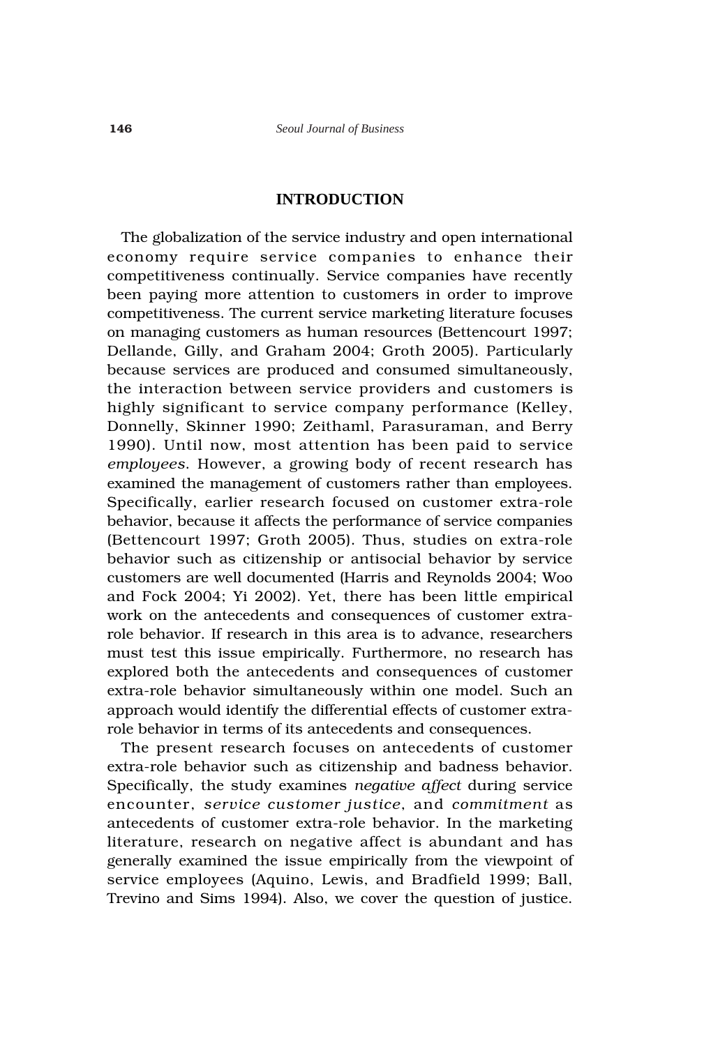## INTRODUCTION

The globalization of the service industry and open international economy require service companies to enhance their competitiveness continually. Service companies have recently been paying more attention to customers in order to improve competitiveness. The current service marketing literature focuses on managing customers as human resources (Bettencourt 1997; Dellande, Gilly, and Graham 2004; Groth 2005). Particularly because services are produced and consumed simultaneously, the interaction between service providers and customers is highly significant to service company performance (Kelley, Donnelly, Skinner 1990; Zeithaml, Parasuraman, and Berry 1990). Until now, most attention has been paid to service *employees*. However, a growing body of recent research has examined the management of customers rather than employees. Specifically, earlier research focused on customer extra-role behavior, because it affects the performance of service companies (Bettencourt 1997; Groth 2005). Thus, studies on extra-role behavior such as citizenship or antisocial behavior by service customers are well documented (Harris and Reynolds 2004; Woo and Fock 2004; Yi 2002). Yet, there has been little empirical work on the antecedents and consequences of customer extra-role behavior. If research in this area is to advance, researchers must test this issue empirically. Furthermore, no research has explored both the antecedents and consequences of customer extra-role behavior simultaneously within one model. Such an approach would identify the differential effects of customer extra-role behavior in terms of its antecedents and consequences.

The present research focuses on antecedents of customer extra-role behavior such as citizenship and badness behavior. Specifically, the study examines *negative affect* during service encounter, *service customer justice*, and *commitment* as antecedents of customer extra-role behavior. In the marketing literature, research on negative affect is abundant and has generally examined the issue empirically from the viewpoint of service employees (Aquino, Lewis, and Bradfield 1999; Ball, Trevino and Sims 1994). Also, we cover the question of justice.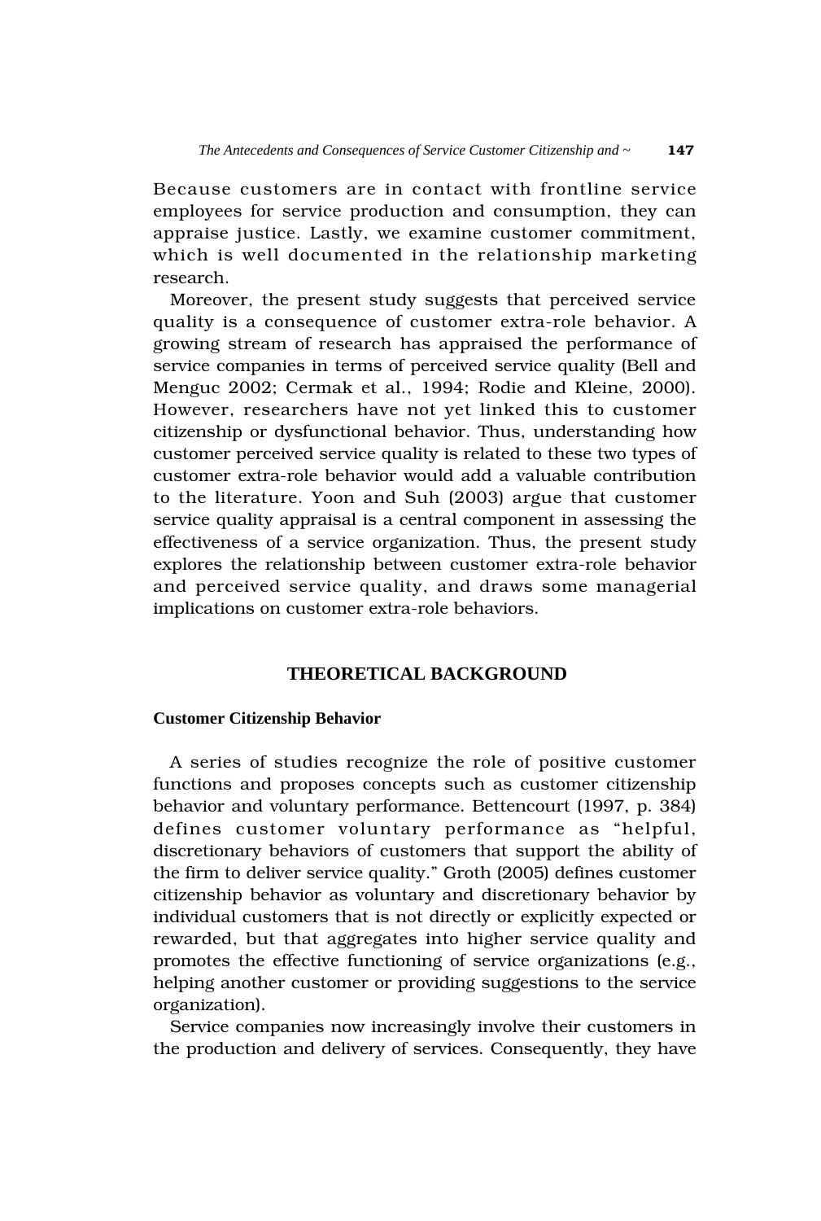Because customers are in contact with frontline service employees for service production and consumption, they can appraise justice. Lastly, we examine customer commitment, which is well documented in the relationship marketing research.

Moreover, the present study suggests that perceived service quality is a consequence of customer extra-role behavior. A growing stream of research has appraised the performance of service companies in terms of perceived service quality (Bell and Menguc 2002; Cermak et al., 1994; Rodie and Kleine, 2000). However, researchers have not yet linked this to customer citizenship or dysfunctional behavior. Thus, understanding how customer perceived service quality is related to these two types of customer extra-role behavior would add a valuable contribution to the literature. Yoon and Suh (2003) argue that customer service quality appraisal is a central component in assessing the effectiveness of a service organization. Thus, the present study explores the relationship between customer extra-role behavior and perceived service quality, and draws some managerial implications on customer extra-role behaviors.

## THEORETICAL BACKGROUND

### Customer Citizenship Behavior

A series of studies recognize the role of positive customer functions and proposes concepts such as customer citizenship behavior and voluntary performance. Bettencourt (1997, p. 384) defines customer voluntary performance as "helpful, discretionary behaviors of customers that support the ability of the firm to deliver service quality." Groth (2005) defines customer citizenship behavior as voluntary and discretionary behavior by individual customers that is not directly or explicitly expected or rewarded, but that aggregates into higher service quality and promotes the effective functioning of service organizations (e.g., helping another customer or providing suggestions to the service organization).

Service companies now increasingly involve their customers in the production and delivery of services. Consequently, they have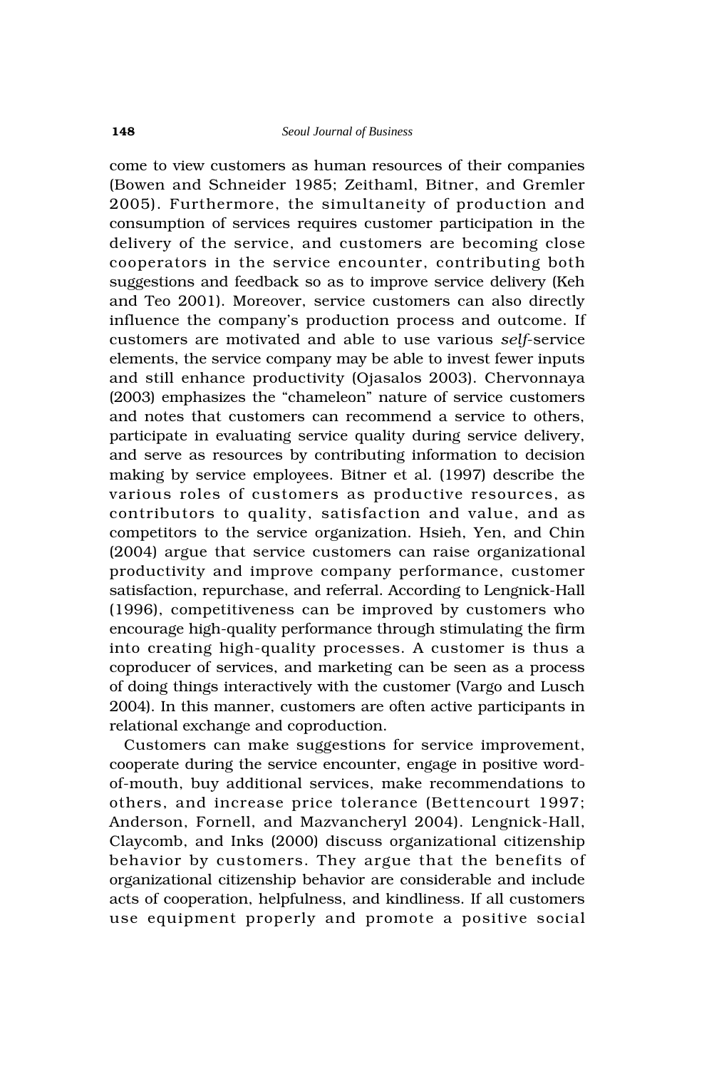come to view customers as human resources of their companies (Bowen and Schneider 1985; Zeithaml, Bitner, and Gremler 2005). Furthermore, the simultaneity of production and consumption of services requires customer participation in the delivery of the service, and customers are becoming close cooperators in the service encounter, contributing both suggestions and feedback so as to improve service delivery (Keh and Teo 2001). Moreover, service customers can also directly influence the company's production process and outcome. If customers are motivated and able to use various *self*-service elements, the service company may be able to invest fewer inputs and still enhance productivity (Ojasalos 2003). Chervonnaya (2003) emphasizes the "chameleon" nature of service customers and notes that customers can recommend a service to others, participate in evaluating service quality during service delivery, and serve as resources by contributing information to decision making by service employees. Bitner et al. (1997) describe the various roles of customers as productive resources, as contributors to quality, satisfaction and value, and as competitors to the service organization. Hsieh, Yen, and Chin (2004) argue that service customers can raise organizational productivity and improve company performance, customer satisfaction, repurchase, and referral. According to Lengnick-Hall (1996), competitiveness can be improved by customers who encourage high-quality performance through stimulating the firm into creating high-quality processes. A customer is thus a coproducer of services, and marketing can be seen as a process of doing things interactively with the customer (Vargo and Lusch 2004). In this manner, customers are often active participants in relational exchange and coproduction.

Customers can make suggestions for service improvement, cooperate during the service encounter, engage in positive word-of-mouth, buy additional services, make recommendations to others, and increase price tolerance (Bettencourt 1997; Anderson, Fornell, and Mazvancheryl 2004). Lengnick-Hall, Claycomb, and Inks (2000) discuss organizational citizenship behavior by customers. They argue that the benefits of organizational citizenship behavior are considerable and include acts of cooperation, helpfulness, and kindliness. If all customers use equipment properly and promote a positive social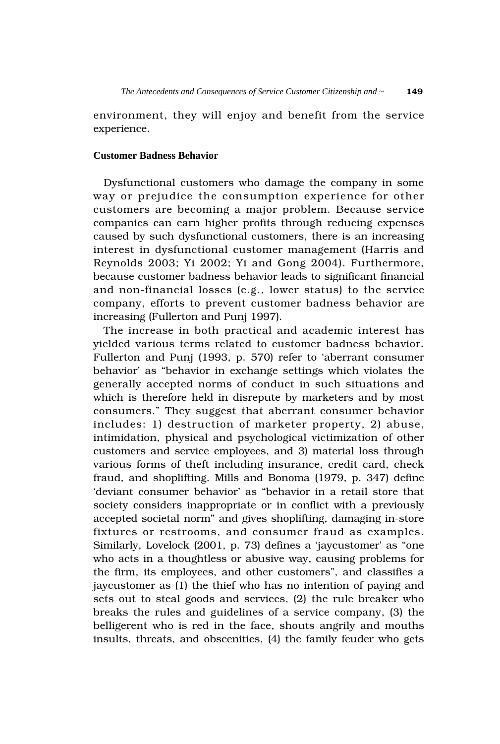environment, they will enjoy and benefit from the service experience.

**Customer Badness Behavior**

Dysfunctional customers who damage the company in some way or prejudice the consumption experience for other customers are becoming a major problem. Because service companies can earn higher profits through reducing expenses caused by such dysfunctional customers, there is an increasing interest in dysfunctional customer management (Harris and Reynolds 2003; Yi 2002; Yi and Gong 2004). Furthermore, because customer badness behavior leads to significant financial and non-financial losses (e.g., lower status) to the service company, efforts to prevent customer badness behavior are increasing (Fullerton and Punj 1997).

The increase in both practical and academic interest has yielded various terms related to customer badness behavior. Fullerton and Punj (1993, p. 570) refer to 'aberrant consumer behavior' as "behavior in exchange settings which violates the generally accepted norms of conduct in such situations and which is therefore held in disrepute by marketers and by most consumers." They suggest that aberrant consumer behavior includes: 1) destruction of marketer property, 2) abuse, intimidation, physical and psychological victimization of other customers and service employees, and 3) material loss through various forms of theft including insurance, credit card, check fraud, and shoplifting. Mills and Bonoma (1979, p. 347) define 'deviant consumer behavior' as "behavior in a retail store that society considers inappropriate or in conflict with a previously accepted societal norm" and gives shoplifting, damaging in-store fixtures or restrooms, and consumer fraud as examples. Similarly, Lovelock (2001, p. 73) defines a 'jaycustomer' as "one who acts in a thoughtless or abusive way, causing problems for the firm, its employees, and other customers", and classifies a jaycustomer as (1) the thief who has no intention of paying and sets out to steal goods and services, (2) the rule breaker who breaks the rules and guidelines of a service company, (3) the belligerent who is red in the face, shouts angrily and mouths insults, threats, and obscenities, (4) the family feuder who gets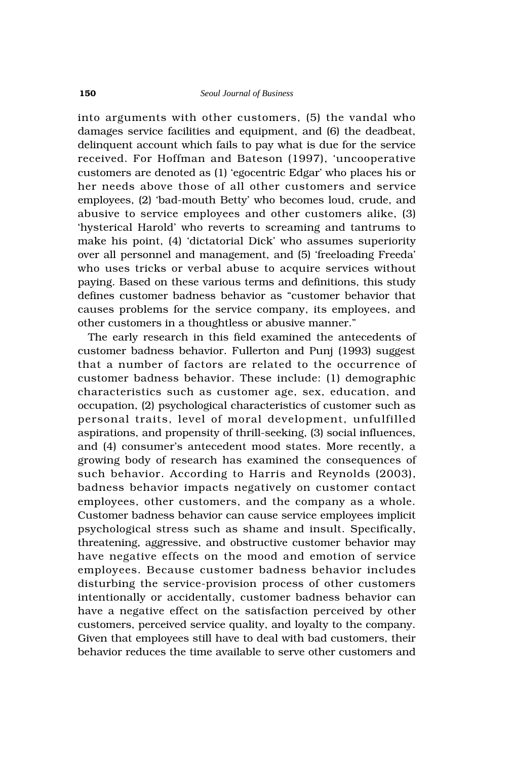into arguments with other customers, (5) the vandal who damages service facilities and equipment, and (6) the deadbeat, delinquent account which fails to pay what is due for the service received. For Hoffman and Bateson (1997), 'uncooperative customers are denoted as (1) 'egocentric Edgar' who places his or her needs above those of all other customers and service employees, (2) 'bad-mouth Betty' who becomes loud, crude, and abusive to service employees and other customers alike, (3) 'hysterical Harold' who reverts to screaming and tantrums to make his point, (4) 'dictatorial Dick' who assumes superiority over all personnel and management, and (5) 'freeloading Freeda' who uses tricks or verbal abuse to acquire services without paying. Based on these various terms and definitions, this study defines customer badness behavior as "customer behavior that causes problems for the service company, its employees, and other customers in a thoughtless or abusive manner."

The early research in this field examined the antecedents of customer badness behavior. Fullerton and Punj (1993) suggest that a number of factors are related to the occurrence of customer badness behavior. These include: (1) demographic characteristics such as customer age, sex, education, and occupation, (2) psychological characteristics of customer such as personal traits, level of moral development, unfulfilled aspirations, and propensity of thrill-seeking, (3) social influences, and (4) consumer's antecedent mood states. More recently, a growing body of research has examined the consequences of such behavior. According to Harris and Reynolds (2003), badness behavior impacts negatively on customer contact employees, other customers, and the company as a whole. Customer badness behavior can cause service employees implicit psychological stress such as shame and insult. Specifically, threatening, aggressive, and obstructive customer behavior may have negative effects on the mood and emotion of service employees. Because customer badness behavior includes disturbing the service-provision process of other customers intentionally or accidentally, customer badness behavior can have a negative effect on the satisfaction perceived by other customers, perceived service quality, and loyalty to the company. Given that employees still have to deal with bad customers, their behavior reduces the time available to serve other customers and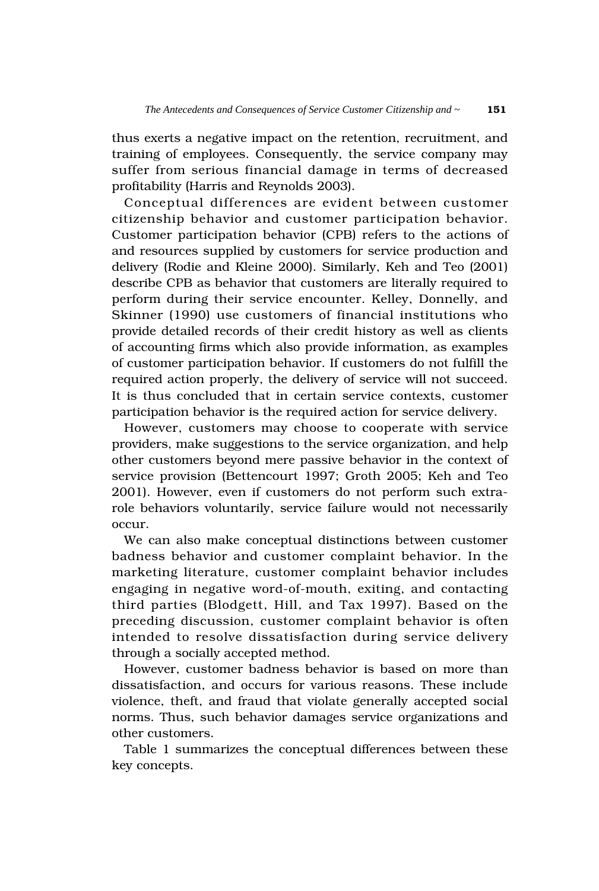thus exerts a negative impact on the retention, recruitment, and training of employees. Consequently, the service company may suffer from serious financial damage in terms of decreased profitability (Harris and Reynolds 2003).

Conceptual differences are evident between customer citizenship behavior and customer participation behavior. Customer participation behavior (CPB) refers to the actions of and resources supplied by customers for service production and delivery (Rodie and Kleine 2000). Similarly, Keh and Teo (2001) describe CPB as behavior that customers are literally required to perform during their service encounter. Kelley, Donnelly, and Skinner (1990) use customers of financial institutions who provide detailed records of their credit history as well as clients of accounting firms which also provide information, as examples of customer participation behavior. If customers do not fulfill the required action properly, the delivery of service will not succeed. It is thus concluded that in certain service contexts, customer participation behavior is the required action for service delivery.

However, customers may choose to cooperate with service providers, make suggestions to the service organization, and help other customers beyond mere passive behavior in the context of service provision (Bettencourt 1997; Groth 2005; Keh and Teo 2001). However, even if customers do not perform such extra-role behaviors voluntarily, service failure would not necessarily occur.

We can also make conceptual distinctions between customer badness behavior and customer complaint behavior. In the marketing literature, customer complaint behavior includes engaging in negative word-of-mouth, exiting, and contacting third parties (Blodgett, Hill, and Tax 1997). Based on the preceding discussion, customer complaint behavior is often intended to resolve dissatisfaction during service delivery through a socially accepted method.

However, customer badness behavior is based on more than dissatisfaction, and occurs for various reasons. These include violence, theft, and fraud that violate generally accepted social norms. Thus, such behavior damages service organizations and other customers.

Table 1 summarizes the conceptual differences between these key concepts.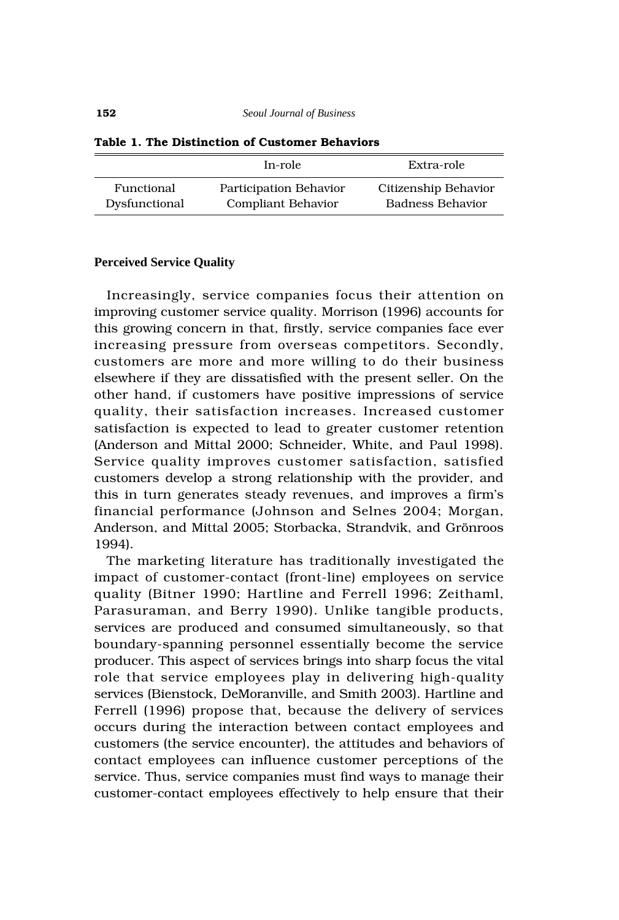**Table 1. The Distinction of Customer Behaviors**

| | In-role | Extra-role |
|---|---|---|
| Functional | Participation Behavior | Citizenship Behavior |
| Dysfunctional | Compliant Behavior | Badness Behavior |

### Perceived Service Quality

Increasingly, service companies focus their attention on improving customer service quality. Morrison (1996) accounts for this growing concern in that, firstly, service companies face ever increasing pressure from overseas competitors. Secondly, customers are more and more willing to do their business elsewhere if they are dissatisfied with the present seller. On the other hand, if customers have positive impressions of service quality, their satisfaction increases. Increased customer satisfaction is expected to lead to greater customer retention (Anderson and Mittal 2000; Schneider, White, and Paul 1998). Service quality improves customer satisfaction, satisfied customers develop a strong relationship with the provider, and this in turn generates steady revenues, and improves a firm's financial performance (Johnson and Selnes 2004; Morgan, Anderson, and Mittal 2005; Storbacka, Strandvik, and Grönroos 1994).

The marketing literature has traditionally investigated the impact of customer-contact (front-line) employees on service quality (Bitner 1990; Hartline and Ferrell 1996; Zeithaml, Parasuraman, and Berry 1990). Unlike tangible products, services are produced and consumed simultaneously, so that boundary-spanning personnel essentially become the service producer. This aspect of services brings into sharp focus the vital role that service employees play in delivering high-quality services (Bienstock, DeMoranville, and Smith 2003). Hartline and Ferrell (1996) propose that, because the delivery of services occurs during the interaction between contact employees and customers (the service encounter), the attitudes and behaviors of contact employees can influence customer perceptions of the service. Thus, service companies must find ways to manage their customer-contact employees effectively to help ensure that their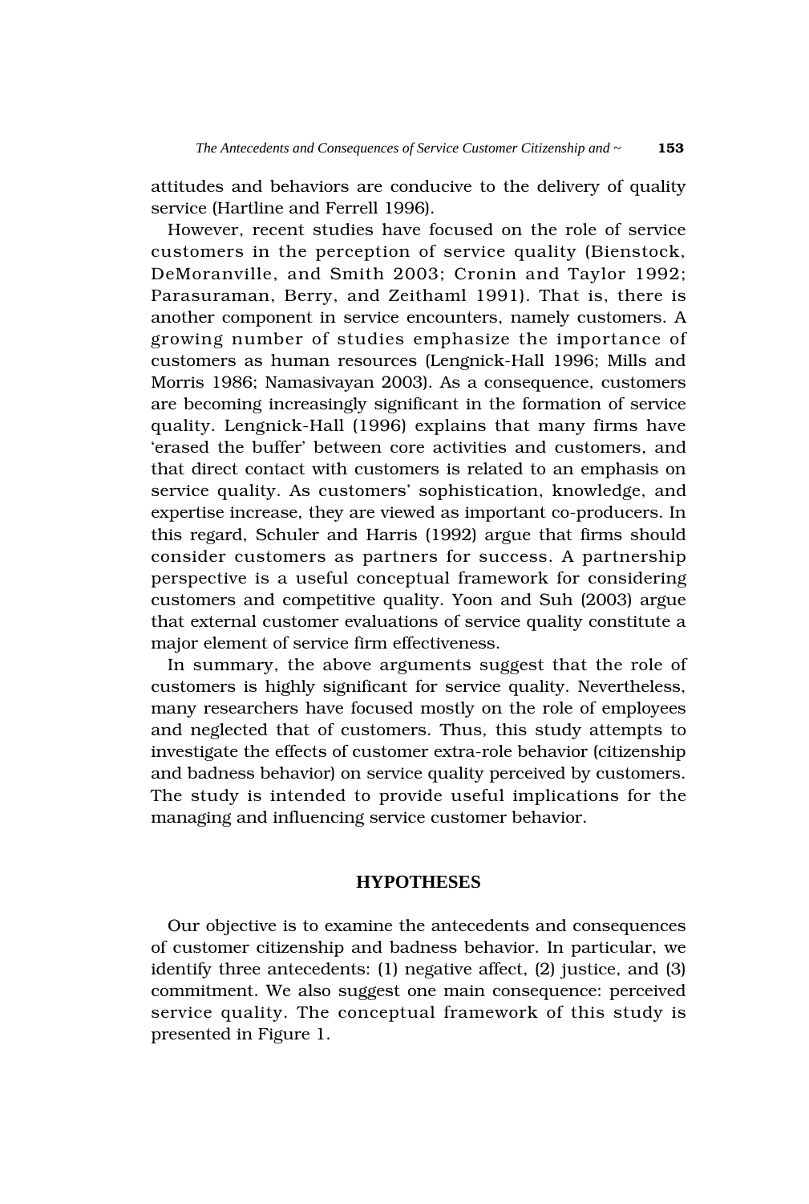attitudes and behaviors are conducive to the delivery of quality service (Hartline and Ferrell 1996).

However, recent studies have focused on the role of service customers in the perception of service quality (Bienstock, DeMoranville, and Smith 2003; Cronin and Taylor 1992; Parasuraman, Berry, and Zeithaml 1991). That is, there is another component in service encounters, namely customers. A growing number of studies emphasize the importance of customers as human resources (Lengnick-Hall 1996; Mills and Morris 1986; Namasivayan 2003). As a consequence, customers are becoming increasingly significant in the formation of service quality. Lengnick-Hall (1996) explains that many firms have 'erased the buffer' between core activities and customers, and that direct contact with customers is related to an emphasis on service quality. As customers' sophistication, knowledge, and expertise increase, they are viewed as important co-producers. In this regard, Schuler and Harris (1992) argue that firms should consider customers as partners for success. A partnership perspective is a useful conceptual framework for considering customers and competitive quality. Yoon and Suh (2003) argue that external customer evaluations of service quality constitute a major element of service firm effectiveness.

In summary, the above arguments suggest that the role of customers is highly significant for service quality. Nevertheless, many researchers have focused mostly on the role of employees and neglected that of customers. Thus, this study attempts to investigate the effects of customer extra-role behavior (citizenship and badness behavior) on service quality perceived by customers. The study is intended to provide useful implications for the managing and influencing service customer behavior.

## HYPOTHESES

Our objective is to examine the antecedents and consequences of customer citizenship and badness behavior. In particular, we identify three antecedents: (1) negative affect, (2) justice, and (3) commitment. We also suggest one main consequence: perceived service quality. The conceptual framework of this study is presented in Figure 1.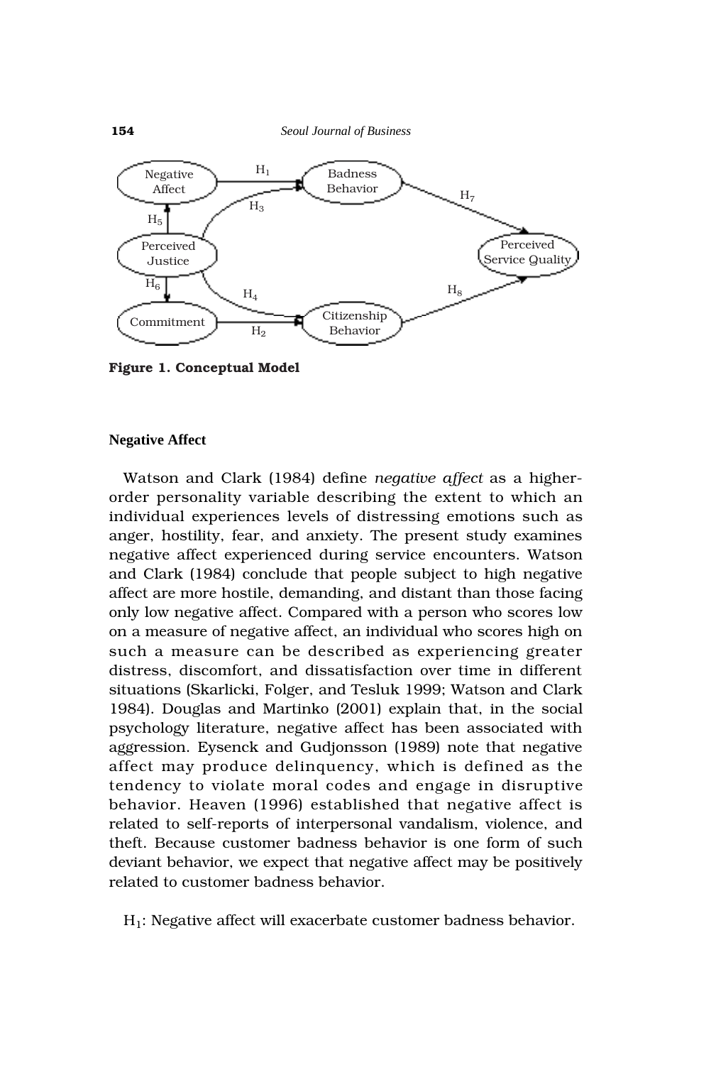Figure 1. Conceptual Model

## Negative Affect

Watson and Clark (1984) define *negative affect* as a higher-order personality variable describing the extent to which an individual experiences levels of distressing emotions such as anger, hostility, fear, and anxiety. The present study examines negative affect experienced during service encounters. Watson and Clark (1984) conclude that people subject to high negative affect are more hostile, demanding, and distant than those facing only low negative affect. Compared with a person who scores low on a measure of negative affect, an individual who scores high on such a measure can be described as experiencing greater distress, discomfort, and dissatisfaction over time in different situations (Skarlicki, Folger, and Tesluk 1999; Watson and Clark 1984). Douglas and Martinko (2001) explain that, in the social psychology literature, negative affect has been associated with aggression. Eysenck and Gudjonsson (1989) note that negative affect may produce delinquency, which is defined as the tendency to violate moral codes and engage in disruptive behavior. Heaven (1996) established that negative affect is related to self-reports of interpersonal vandalism, violence, and theft. Because customer badness behavior is one form of such deviant behavior, we expect that negative affect may be positively related to customer badness behavior.

$H_1$: Negative affect will exacerbate customer badness behavior.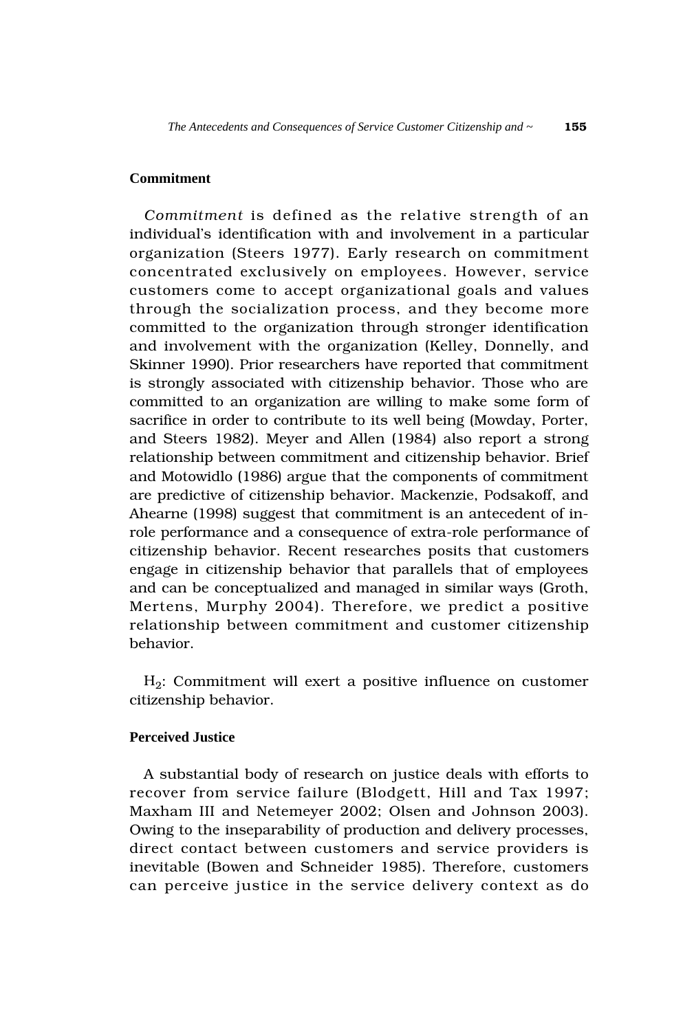### Commitment

*Commitment* is defined as the relative strength of an individual's identification with and involvement in a particular organization (Steers 1977). Early research on commitment concentrated exclusively on employees. However, service customers come to accept organizational goals and values through the socialization process, and they become more committed to the organization through stronger identification and involvement with the organization (Kelley, Donnelly, and Skinner 1990). Prior researchers have reported that commitment is strongly associated with citizenship behavior. Those who are committed to an organization are willing to make some form of sacrifice in order to contribute to its well being (Mowday, Porter, and Steers 1982). Meyer and Allen (1984) also report a strong relationship between commitment and citizenship behavior. Brief and Motowidlo (1986) argue that the components of commitment are predictive of citizenship behavior. Mackenzie, Podsakoff, and Ahearne (1998) suggest that commitment is an antecedent of in-role performance and a consequence of extra-role performance of citizenship behavior. Recent researches posits that customers engage in citizenship behavior that parallels that of employees and can be conceptualized and managed in similar ways (Groth, Mertens, Murphy 2004). Therefore, we predict a positive relationship between commitment and customer citizenship behavior.

$H_2$: Commitment will exert a positive influence on customer citizenship behavior.

### Perceived Justice

A substantial body of research on justice deals with efforts to recover from service failure (Blodgett, Hill and Tax 1997; Maxham III and Netemeyer 2002; Olsen and Johnson 2003). Owing to the inseparability of production and delivery processes, direct contact between customers and service providers is inevitable (Bowen and Schneider 1985). Therefore, customers can perceive justice in the service delivery context as do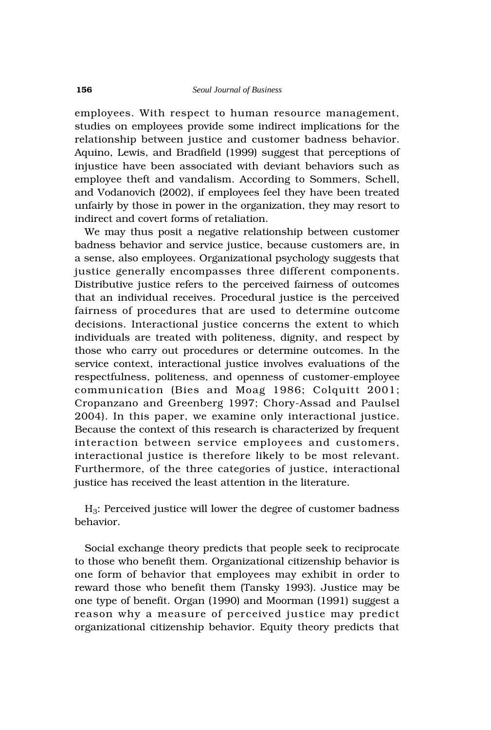employees. With respect to human resource management, studies on employees provide some indirect implications for the relationship between justice and customer badness behavior. Aquino, Lewis, and Bradfield (1999) suggest that perceptions of injustice have been associated with deviant behaviors such as employee theft and vandalism. According to Sommers, Schell, and Vodanovich (2002), if employees feel they have been treated unfairly by those in power in the organization, they may resort to indirect and covert forms of retaliation.

We may thus posit a negative relationship between customer badness behavior and service justice, because customers are, in a sense, also employees. Organizational psychology suggests that justice generally encompasses three different components. Distributive justice refers to the perceived fairness of outcomes that an individual receives. Procedural justice is the perceived fairness of procedures that are used to determine outcome decisions. Interactional justice concerns the extent to which individuals are treated with politeness, dignity, and respect by those who carry out procedures or determine outcomes. In the service context, interactional justice involves evaluations of the respectfulness, politeness, and openness of customer-employee communication (Bies and Moag 1986; Colquitt 2001; Cropanzano and Greenberg 1997; Chory-Assad and Paulsel 2004). In this paper, we examine only interactional justice. Because the context of this research is characterized by frequent interaction between service employees and customers, interactional justice is therefore likely to be most relevant. Furthermore, of the three categories of justice, interactional justice has received the least attention in the literature.

$H_3$: Perceived justice will lower the degree of customer badness behavior.

Social exchange theory predicts that people seek to reciprocate to those who benefit them. Organizational citizenship behavior is one form of behavior that employees may exhibit in order to reward those who benefit them (Tansky 1993). Justice may be one type of benefit. Organ (1990) and Moorman (1991) suggest a reason why a measure of perceived justice may predict organizational citizenship behavior. Equity theory predicts that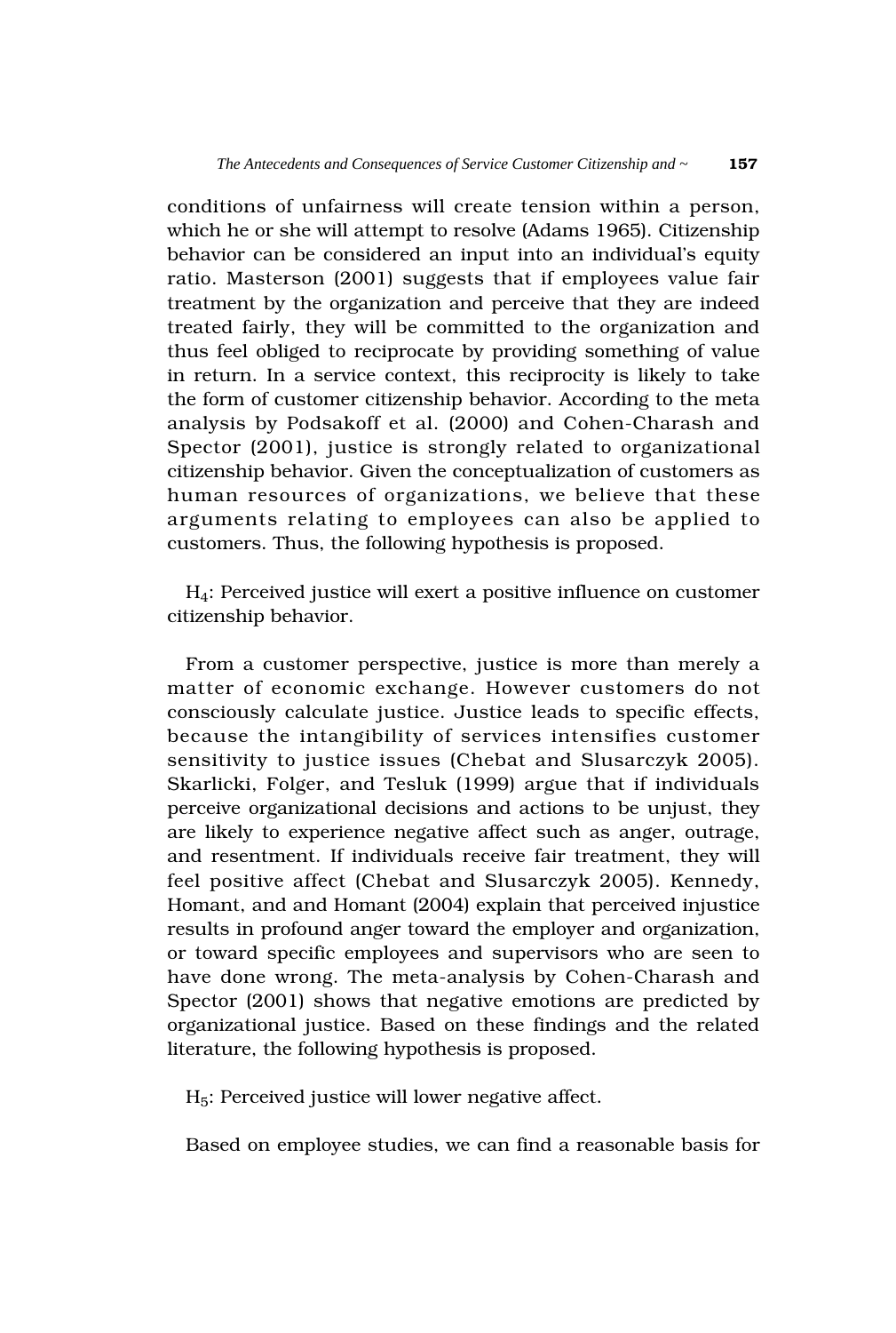conditions of unfairness will create tension within a person, which he or she will attempt to resolve (Adams 1965). Citizenship behavior can be considered an input into an individual's equity ratio. Masterson (2001) suggests that if employees value fair treatment by the organization and perceive that they are indeed treated fairly, they will be committed to the organization and thus feel obliged to reciprocate by providing something of value in return. In a service context, this reciprocity is likely to take the form of customer citizenship behavior. According to the meta analysis by Podsakoff et al. (2000) and Cohen-Charash and Spector (2001), justice is strongly related to organizational citizenship behavior. Given the conceptualization of customers as human resources of organizations, we believe that these arguments relating to employees can also be applied to customers. Thus, the following hypothesis is proposed.

$H_4$: Perceived justice will exert a positive influence on customer citizenship behavior.

From a customer perspective, justice is more than merely a matter of economic exchange. However customers do not consciously calculate justice. Justice leads to specific effects, because the intangibility of services intensifies customer sensitivity to justice issues (Chebat and Slusarczyk 2005). Skarlicki, Folger, and Tesluk (1999) argue that if individuals perceive organizational decisions and actions to be unjust, they are likely to experience negative affect such as anger, outrage, and resentment. If individuals receive fair treatment, they will feel positive affect (Chebat and Slusarczyk 2005). Kennedy, Homant, and and Homant (2004) explain that perceived injustice results in profound anger toward the employer and organization, or toward specific employees and supervisors who are seen to have done wrong. The meta-analysis by Cohen-Charash and Spector (2001) shows that negative emotions are predicted by organizational justice. Based on these findings and the related literature, the following hypothesis is proposed.

$H_5$: Perceived justice will lower negative affect.

Based on employee studies, we can find a reasonable basis for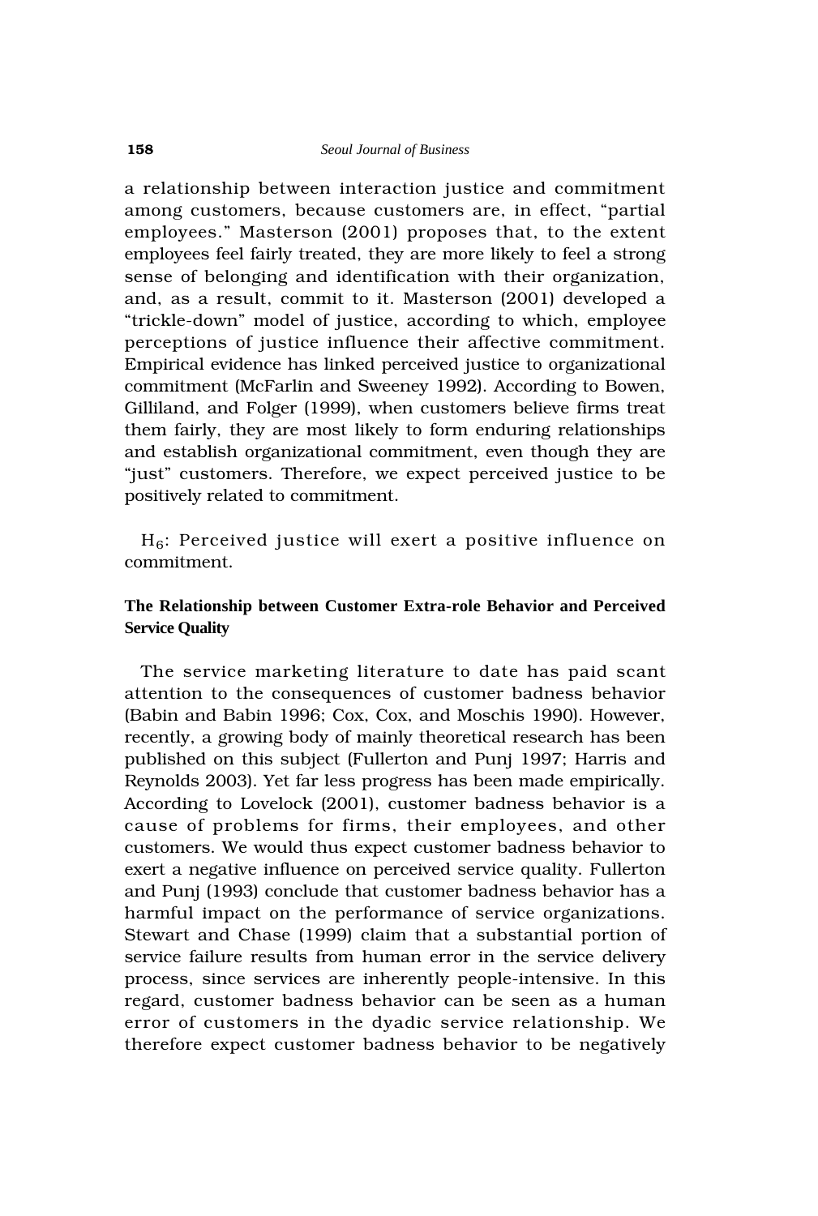a relationship between interaction justice and commitment among customers, because customers are, in effect, "partial employees." Masterson (2001) proposes that, to the extent employees feel fairly treated, they are more likely to feel a strong sense of belonging and identification with their organization, and, as a result, commit to it. Masterson (2001) developed a "trickle-down" model of justice, according to which, employee perceptions of justice influence their affective commitment. Empirical evidence has linked perceived justice to organizational commitment (McFarlin and Sweeney 1992). According to Bowen, Gilliland, and Folger (1999), when customers believe firms treat them fairly, they are most likely to form enduring relationships and establish organizational commitment, even though they are "just" customers. Therefore, we expect perceived justice to be positively related to commitment.

$H_6$: Perceived justice will exert a positive influence on commitment.

### The Relationship between Customer Extra-role Behavior and Perceived Service Quality

The service marketing literature to date has paid scant attention to the consequences of customer badness behavior (Babin and Babin 1996; Cox, Cox, and Moschis 1990). However, recently, a growing body of mainly theoretical research has been published on this subject (Fullerton and Punj 1997; Harris and Reynolds 2003). Yet far less progress has been made empirically. According to Lovelock (2001), customer badness behavior is a cause of problems for firms, their employees, and other customers. We would thus expect customer badness behavior to exert a negative influence on perceived service quality. Fullerton and Punj (1993) conclude that customer badness behavior has a harmful impact on the performance of service organizations. Stewart and Chase (1999) claim that a substantial portion of service failure results from human error in the service delivery process, since services are inherently people-intensive. In this regard, customer badness behavior can be seen as a human error of customers in the dyadic service relationship. We therefore expect customer badness behavior to be negatively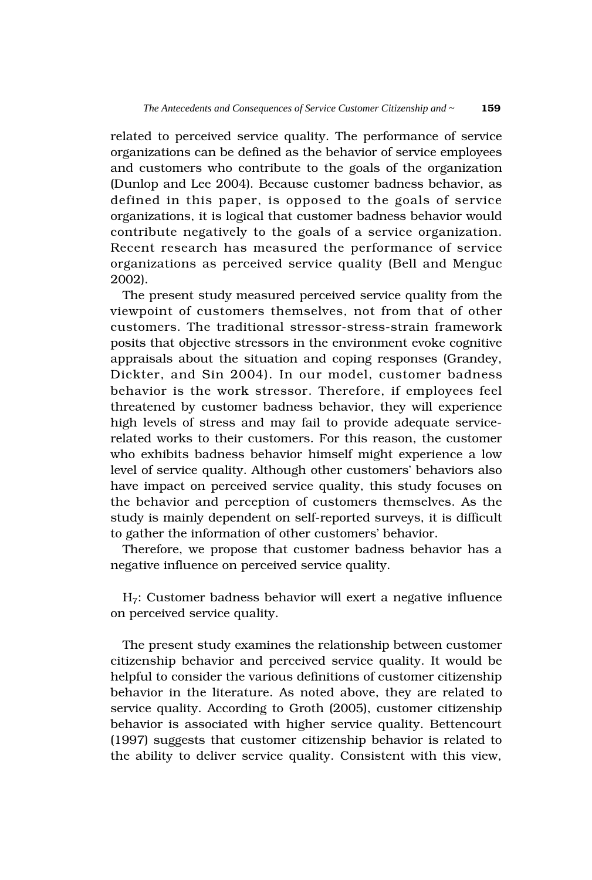related to perceived service quality. The performance of service organizations can be defined as the behavior of service employees and customers who contribute to the goals of the organization (Dunlop and Lee 2004). Because customer badness behavior, as defined in this paper, is opposed to the goals of service organizations, it is logical that customer badness behavior would contribute negatively to the goals of a service organization. Recent research has measured the performance of service organizations as perceived service quality (Bell and Menguc 2002).

The present study measured perceived service quality from the viewpoint of customers themselves, not from that of other customers. The traditional stressor-stress-strain framework posits that objective stressors in the environment evoke cognitive appraisals about the situation and coping responses (Grandey, Dickter, and Sin 2004). In our model, customer badness behavior is the work stressor. Therefore, if employees feel threatened by customer badness behavior, they will experience high levels of stress and may fail to provide adequate service-related works to their customers. For this reason, the customer who exhibits badness behavior himself might experience a low level of service quality. Although other customers' behaviors also have impact on perceived service quality, this study focuses on the behavior and perception of customers themselves. As the study is mainly dependent on self-reported surveys, it is difficult to gather the information of other customers' behavior.

Therefore, we propose that customer badness behavior has a negative influence on perceived service quality.

$H_7$: Customer badness behavior will exert a negative influence on perceived service quality.

The present study examines the relationship between customer citizenship behavior and perceived service quality. It would be helpful to consider the various definitions of customer citizenship behavior in the literature. As noted above, they are related to service quality. According to Groth (2005), customer citizenship behavior is associated with higher service quality. Bettencourt (1997) suggests that customer citizenship behavior is related to the ability to deliver service quality. Consistent with this view,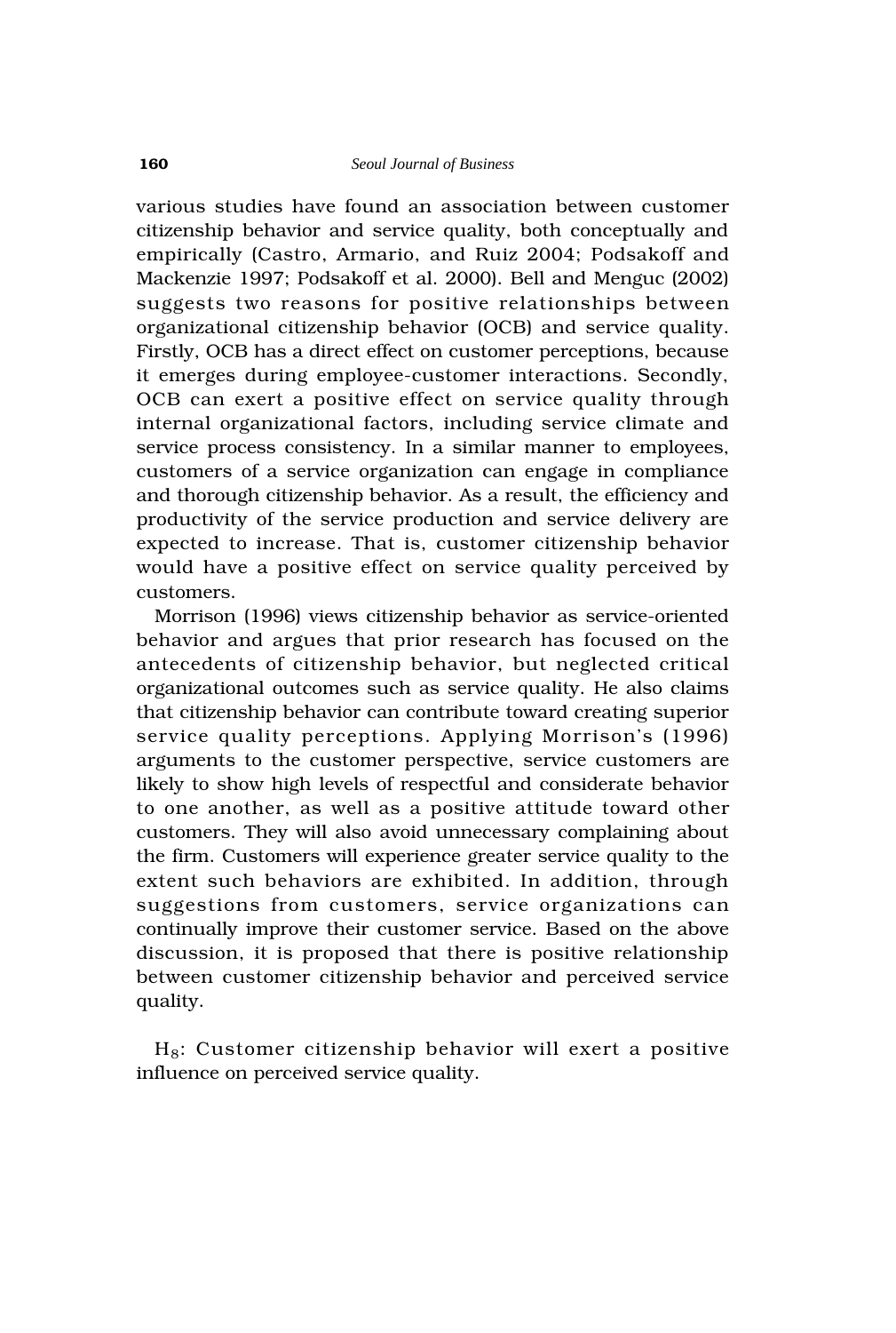various studies have found an association between customer citizenship behavior and service quality, both conceptually and empirically (Castro, Armario, and Ruiz 2004; Podsakoff and Mackenzie 1997; Podsakoff et al. 2000). Bell and Menguc (2002) suggests two reasons for positive relationships between organizational citizenship behavior (OCB) and service quality. Firstly, OCB has a direct effect on customer perceptions, because it emerges during employee-customer interactions. Secondly, OCB can exert a positive effect on service quality through internal organizational factors, including service climate and service process consistency. In a similar manner to employees, customers of a service organization can engage in compliance and thorough citizenship behavior. As a result, the efficiency and productivity of the service production and service delivery are expected to increase. That is, customer citizenship behavior would have a positive effect on service quality perceived by customers.

Morrison (1996) views citizenship behavior as service-oriented behavior and argues that prior research has focused on the antecedents of citizenship behavior, but neglected critical organizational outcomes such as service quality. He also claims that citizenship behavior can contribute toward creating superior service quality perceptions. Applying Morrison's (1996) arguments to the customer perspective, service customers are likely to show high levels of respectful and considerate behavior to one another, as well as a positive attitude toward other customers. They will also avoid unnecessary complaining about the firm. Customers will experience greater service quality to the extent such behaviors are exhibited. In addition, through suggestions from customers, service organizations can continually improve their customer service. Based on the above discussion, it is proposed that there is positive relationship between customer citizenship behavior and perceived service quality.

$H_8$: Customer citizenship behavior will exert a positive influence on perceived service quality.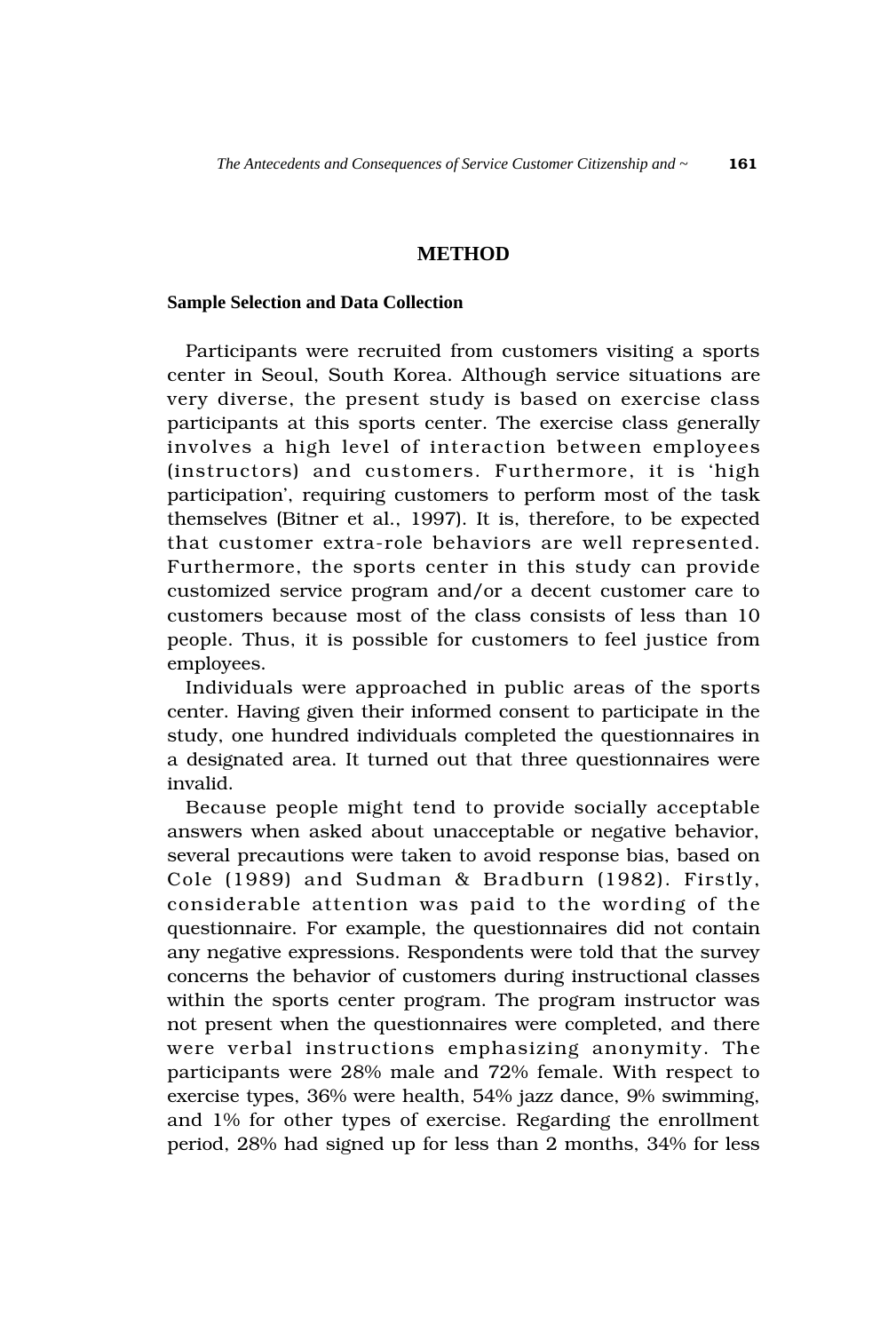## METHOD

### Sample Selection and Data Collection

Participants were recruited from customers visiting a sports center in Seoul, South Korea. Although service situations are very diverse, the present study is based on exercise class participants at this sports center. The exercise class generally involves a high level of interaction between employees (instructors) and customers. Furthermore, it is 'high participation', requiring customers to perform most of the task themselves (Bitner et al., 1997). It is, therefore, to be expected that customer extra-role behaviors are well represented. Furthermore, the sports center in this study can provide customized service program and/or a decent customer care to customers because most of the class consists of less than 10 people. Thus, it is possible for customers to feel justice from employees.

Individuals were approached in public areas of the sports center. Having given their informed consent to participate in the study, one hundred individuals completed the questionnaires in a designated area. It turned out that three questionnaires were invalid.

Because people might tend to provide socially acceptable answers when asked about unacceptable or negative behavior, several precautions were taken to avoid response bias, based on Cole (1989) and Sudman & Bradburn (1982). Firstly, considerable attention was paid to the wording of the questionnaire. For example, the questionnaires did not contain any negative expressions. Respondents were told that the survey concerns the behavior of customers during instructional classes within the sports center program. The program instructor was not present when the questionnaires were completed, and there were verbal instructions emphasizing anonymity. The participants were 28% male and 72% female. With respect to exercise types, 36% were health, 54% jazz dance, 9% swimming, and 1% for other types of exercise. Regarding the enrollment period, 28% had signed up for less than 2 months, 34% for less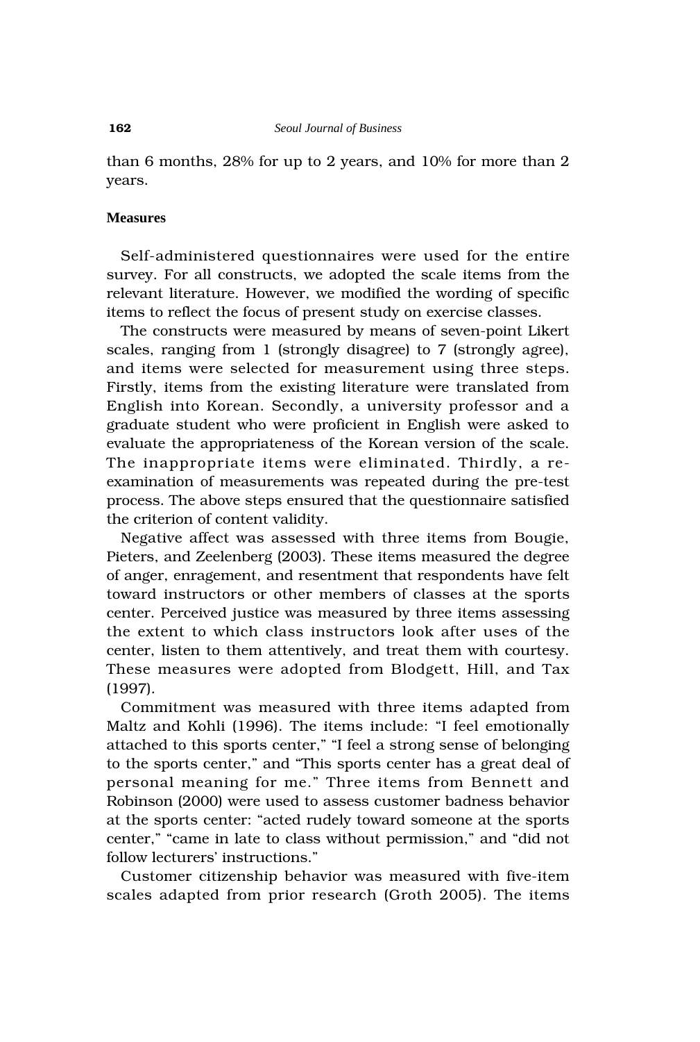than 6 months, 28% for up to 2 years, and 10% for more than 2 years.

### Measures

Self-administered questionnaires were used for the entire survey. For all constructs, we adopted the scale items from the relevant literature. However, we modified the wording of specific items to reflect the focus of present study on exercise classes.

The constructs were measured by means of seven-point Likert scales, ranging from 1 (strongly disagree) to 7 (strongly agree), and items were selected for measurement using three steps. Firstly, items from the existing literature were translated from English into Korean. Secondly, a university professor and a graduate student who were proficient in English were asked to evaluate the appropriateness of the Korean version of the scale. The inappropriate items were eliminated. Thirdly, a re-examination of measurements was repeated during the pre-test process. The above steps ensured that the questionnaire satisfied the criterion of content validity.

Negative affect was assessed with three items from Bougie, Pieters, and Zeelenberg (2003). These items measured the degree of anger, enragement, and resentment that respondents have felt toward instructors or other members of classes at the sports center. Perceived justice was measured by three items assessing the extent to which class instructors look after uses of the center, listen to them attentively, and treat them with courtesy. These measures were adopted from Blodgett, Hill, and Tax (1997).

Commitment was measured with three items adapted from Maltz and Kohli (1996). The items include: "I feel emotionally attached to this sports center," "I feel a strong sense of belonging to the sports center," and "This sports center has a great deal of personal meaning for me." Three items from Bennett and Robinson (2000) were used to assess customer badness behavior at the sports center: "acted rudely toward someone at the sports center," "came in late to class without permission," and "did not follow lecturers' instructions."

Customer citizenship behavior was measured with five-item scales adapted from prior research (Groth 2005). The items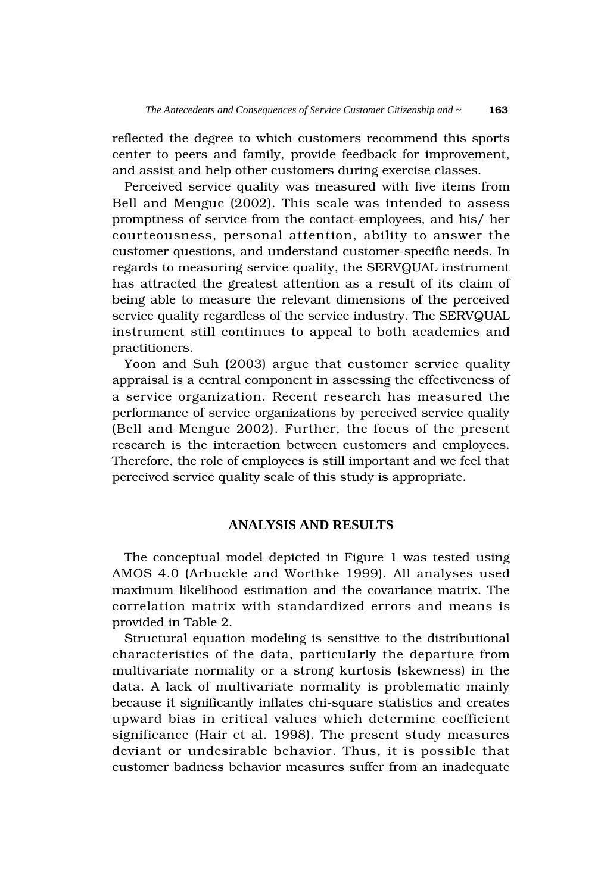reflected the degree to which customers recommend this sports center to peers and family, provide feedback for improvement, and assist and help other customers during exercise classes.

Perceived service quality was measured with five items from Bell and Menguc (2002). This scale was intended to assess promptness of service from the contact-employees, and his/ her courteousness, personal attention, ability to answer the customer questions, and understand customer-specific needs. In regards to measuring service quality, the SERVQUAL instrument has attracted the greatest attention as a result of its claim of being able to measure the relevant dimensions of the perceived service quality regardless of the service industry. The SERVQUAL instrument still continues to appeal to both academics and practitioners.

Yoon and Suh (2003) argue that customer service quality appraisal is a central component in assessing the effectiveness of a service organization. Recent research has measured the performance of service organizations by perceived service quality (Bell and Menguc 2002). Further, the focus of the present research is the interaction between customers and employees. Therefore, the role of employees is still important and we feel that perceived service quality scale of this study is appropriate.

## ANALYSIS AND RESULTS

The conceptual model depicted in Figure 1 was tested using AMOS 4.0 (Arbuckle and Worthke 1999). All analyses used maximum likelihood estimation and the covariance matrix. The correlation matrix with standardized errors and means is provided in Table 2.

Structural equation modeling is sensitive to the distributional characteristics of the data, particularly the departure from multivariate normality or a strong kurtosis (skewness) in the data. A lack of multivariate normality is problematic mainly because it significantly inflates chi-square statistics and creates upward bias in critical values which determine coefficient significance (Hair et al. 1998). The present study measures deviant or undesirable behavior. Thus, it is possible that customer badness behavior measures suffer from an inadequate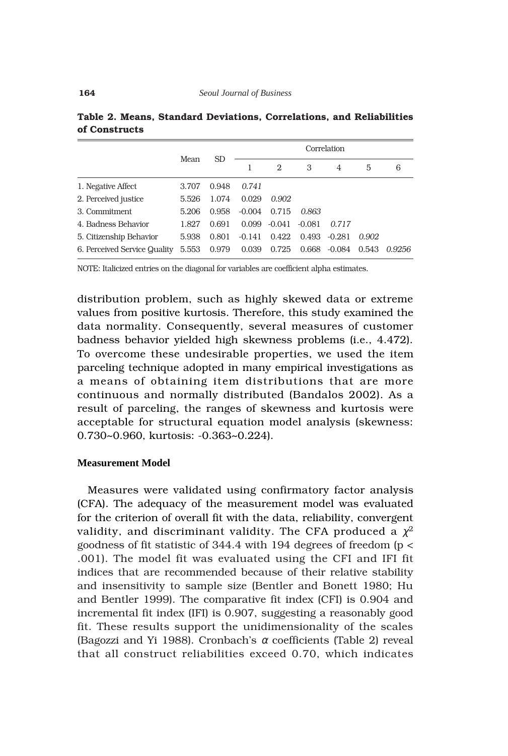**Table 2. Means, Standard Deviations, Correlations, and Reliabilities of Constructs**

| | Mean | SD | Correlation | | | | | |
|---|---|---|---|---|---|---|---|---|
| | | | 1 | 2 | 3 | 4 | 5 | 6 |
| 1. Negative Affect | 3.707 | 0.948 | *0.741* | | | | | |
| 2. Perceived justice | 5.526 | 1.074 | 0.029 | *0.902* | | | | |
| 3. Commitment | 5.206 | 0.958 | -0.004 | 0.715 | *0.863* | | | |
| 4. Badness Behavior | 1.827 | 0.691 | 0.099 | -0.041 | -0.081 | *0.717* | | |
| 5. Citizenship Behavior | 5.938 | 0.801 | -0.141 | 0.422 | 0.493 | -0.281 | *0.902* | |
| 6. Perceived Service Quality | 5.553 | 0.979 | 0.039 | 0.725 | 0.668 | -0.084 | 0.543 | *0.9256* |

NOTE: Italicized entries on the diagonal for variables are coefficient alpha estimates.

distribution problem, such as highly skewed data or extreme values from positive kurtosis. Therefore, this study examined the data normality. Consequently, several measures of customer badness behavior yielded high skewness problems (i.e., 4.472). To overcome these undesirable properties, we used the item parceling technique adopted in many empirical investigations as a means of obtaining item distributions that are more continuous and normally distributed (Bandalos 2002). As a result of parceling, the ranges of skewness and kurtosis were acceptable for structural equation model analysis (skewness: 0.730~0.960, kurtosis: -0.363~0.224).

### Measurement Model

Measures were validated using confirmatory factor analysis (CFA). The adequacy of the measurement model was evaluated for the criterion of overall fit with the data, reliability, convergent validity, and discriminant validity. The CFA produced a $\chi^2$ goodness of fit statistic of 344.4 with 194 degrees of freedom ($p < .001$). The model fit was evaluated using the CFI and IFI fit indices that are recommended because of their relative stability and insensitivity to sample size (Bentler and Bonett 1980; Hu and Bentler 1999). The comparative fit index (CFI) is 0.904 and incremental fit index (IFI) is 0.907, suggesting a reasonably good fit. These results support the unidimensionality of the scales (Bagozzi and Yi 1988). Cronbach's $\alpha$ coefficients (Table 2) reveal that all construct reliabilities exceed 0.70, which indicates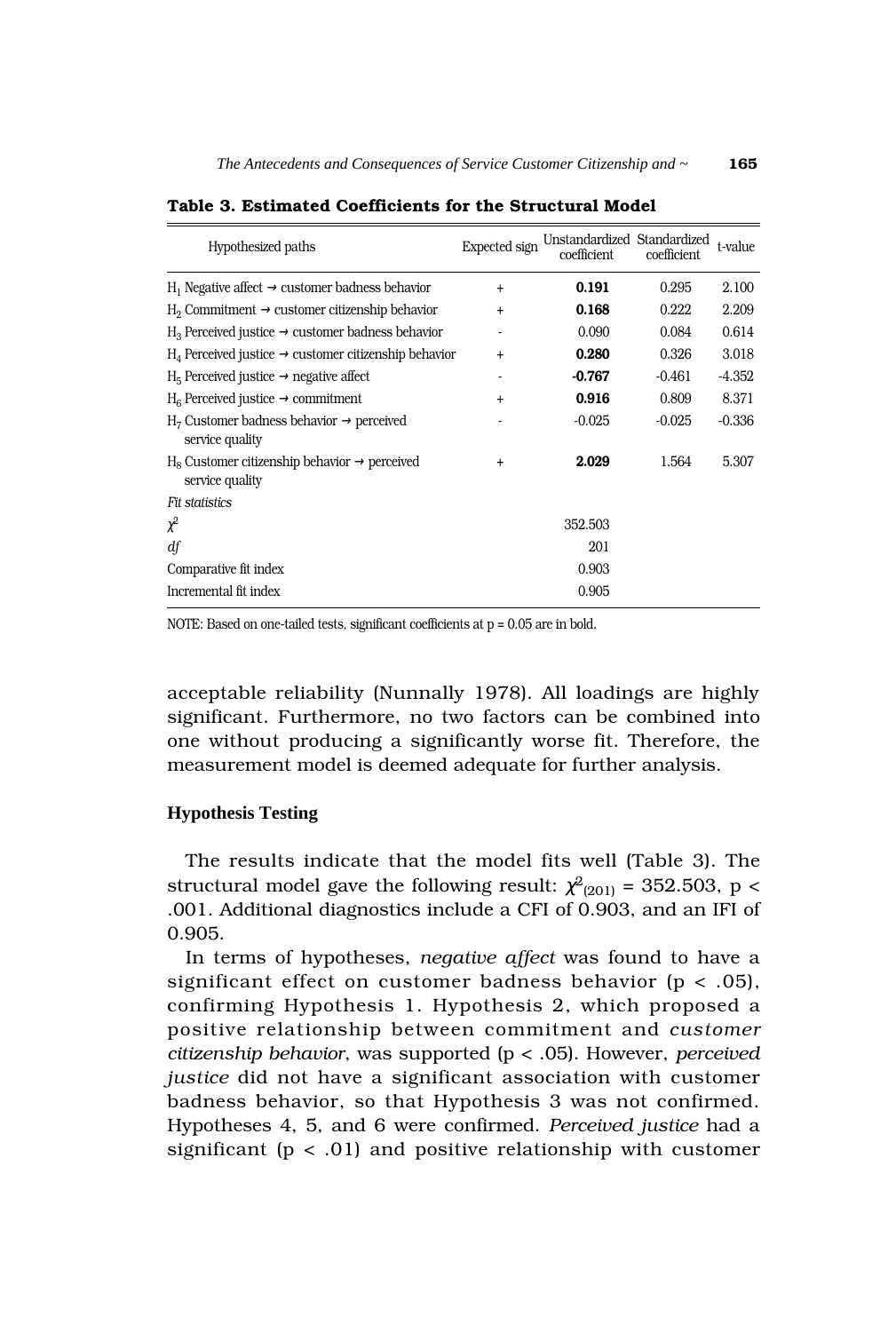**Table 3. Estimated Coefficients for the Structural Model**

| Hypothesized paths | Expected sign | Unstandardized coefficient | Standardized coefficient | t-value |
|---|---|---|---|---|
| $H_1$ Negative affect → customer badness behavior | + | **0.191** | 0.295 | 2.100 |
| $H_2$ Commitment → customer citizenship behavior | + | **0.168** | 0.222 | 2.209 |
| $H_3$ Perceived justice → customer badness behavior | - | 0.090 | 0.084 | 0.614 |
| $H_4$ Perceived justice → customer citizenship behavior | + | **0.280** | 0.326 | 3.018 |
| $H_5$ Perceived justice → negative affect | - | **-0.767** | -0.461 | -4.352 |
| $H_6$ Perceived justice → commitment | + | **0.916** | 0.809 | 8.371 |
| $H_7$ Customer badness behavior → perceived service quality | - | -0.025 | -0.025 | -0.336 |
| $H_8$ Customer citizenship behavior → perceived service quality | + | **2.029** | 1.564 | 5.307 |
| *Fit statistics* | | | | |
| $\chi^2$ | | 352.503 | | |
| *df* | | 201 | | |
| Comparative fit index | | 0.903 | | |
| Incremental fit index | | 0.905 | | |

NOTE: Based on one-tailed tests, significant coefficients at p = 0.05 are in bold.

acceptable reliability (Nunnally 1978). All loadings are highly significant. Furthermore, no two factors can be combined into one without producing a significantly worse fit. Therefore, the measurement model is deemed adequate for further analysis.

### Hypothesis Testing

The results indicate that the model fits well (Table 3). The structural model gave the following result: $\chi^2_{(201)} = 352.503$, $p < .001$. Additional diagnostics include a CFI of 0.903, and an IFI of 0.905.

In terms of hypotheses, *negative affect* was found to have a significant effect on customer badness behavior ($p < .05$), confirming Hypothesis 1. Hypothesis 2, which proposed a positive relationship between commitment and *customer citizenship behavior*, was supported ($p < .05$). However, *perceived justice* did not have a significant association with customer badness behavior, so that Hypothesis 3 was not confirmed. Hypotheses 4, 5, and 6 were confirmed. *Perceived justice* had a significant ($p < .01$) and positive relationship with customer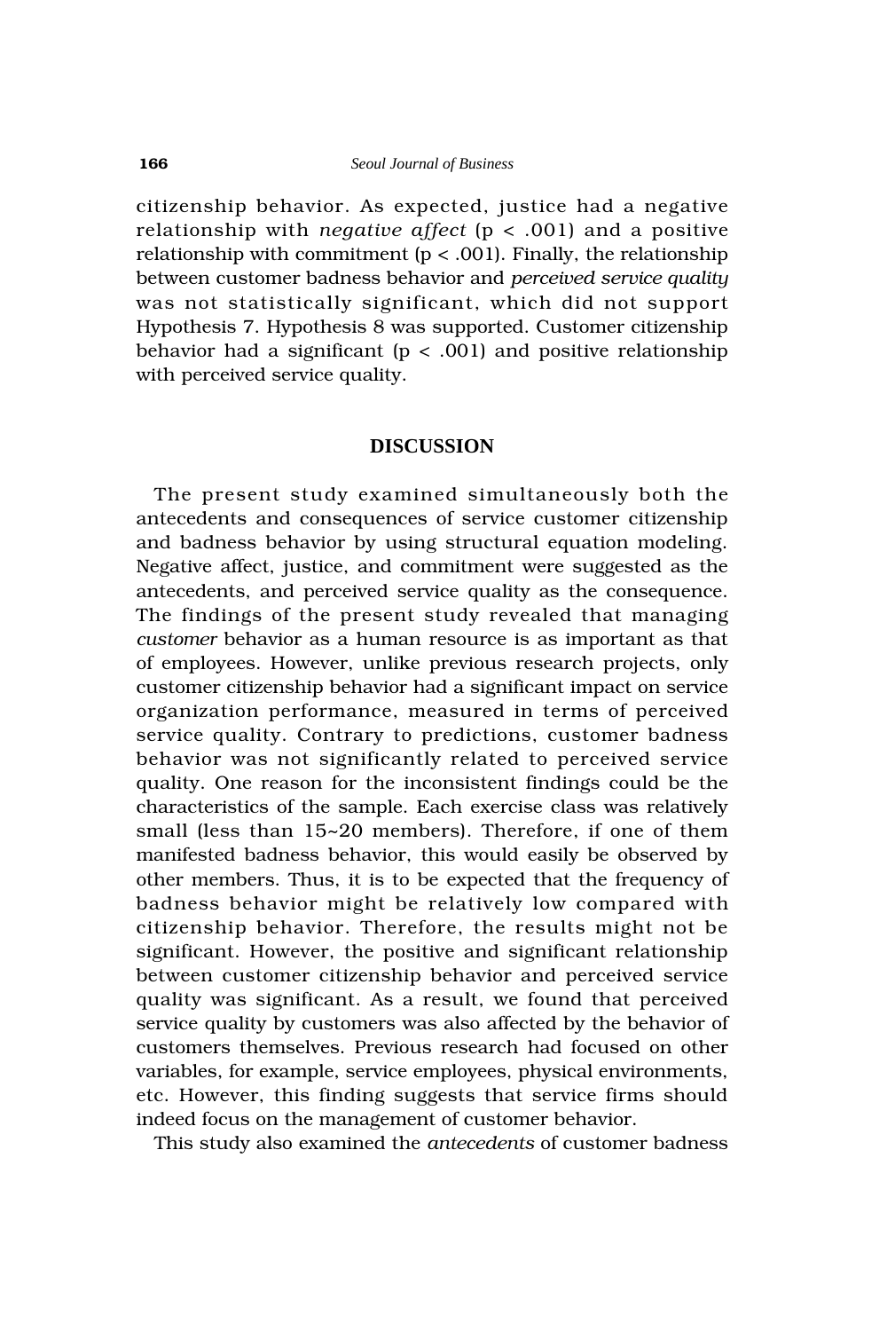citizenship behavior. As expected, justice had a negative relationship with *negative affect* ($p < .001$) and a positive relationship with commitment ($p < .001$). Finally, the relationship between customer badness behavior and *perceived service quality* was not statistically significant, which did not support Hypothesis 7. Hypothesis 8 was supported. Customer citizenship behavior had a significant ($p < .001$) and positive relationship with perceived service quality.

## DISCUSSION

The present study examined simultaneously both the antecedents and consequences of service customer citizenship and badness behavior by using structural equation modeling. Negative affect, justice, and commitment were suggested as the antecedents, and perceived service quality as the consequence. The findings of the present study revealed that managing *customer* behavior as a human resource is as important as that of employees. However, unlike previous research projects, only customer citizenship behavior had a significant impact on service organization performance, measured in terms of perceived service quality. Contrary to predictions, customer badness behavior was not significantly related to perceived service quality. One reason for the inconsistent findings could be the characteristics of the sample. Each exercise class was relatively small (less than 15~20 members). Therefore, if one of them manifested badness behavior, this would easily be observed by other members. Thus, it is to be expected that the frequency of badness behavior might be relatively low compared with citizenship behavior. Therefore, the results might not be significant. However, the positive and significant relationship between customer citizenship behavior and perceived service quality was significant. As a result, we found that perceived service quality by customers was also affected by the behavior of customers themselves. Previous research had focused on other variables, for example, service employees, physical environments, etc. However, this finding suggests that service firms should indeed focus on the management of customer behavior.

This study also examined the *antecedents* of customer badness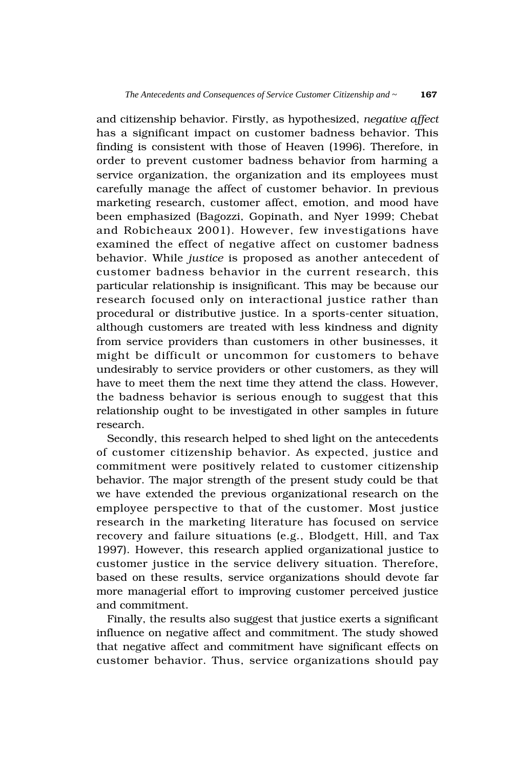and citizenship behavior. Firstly, as hypothesized, *negative affect* has a significant impact on customer badness behavior. This finding is consistent with those of Heaven (1996). Therefore, in order to prevent customer badness behavior from harming a service organization, the organization and its employees must carefully manage the affect of customer behavior. In previous marketing research, customer affect, emotion, and mood have been emphasized (Bagozzi, Gopinath, and Nyer 1999; Chebat and Robicheaux 2001). However, few investigations have examined the effect of negative affect on customer badness behavior. While *justice* is proposed as another antecedent of customer badness behavior in the current research, this particular relationship is insignificant. This may be because our research focused only on interactional justice rather than procedural or distributive justice. In a sports-center situation, although customers are treated with less kindness and dignity from service providers than customers in other businesses, it might be difficult or uncommon for customers to behave undesirably to service providers or other customers, as they will have to meet them the next time they attend the class. However, the badness behavior is serious enough to suggest that this relationship ought to be investigated in other samples in future research.

Secondly, this research helped to shed light on the antecedents of customer citizenship behavior. As expected, justice and commitment were positively related to customer citizenship behavior. The major strength of the present study could be that we have extended the previous organizational research on the employee perspective to that of the customer. Most justice research in the marketing literature has focused on service recovery and failure situations (e.g., Blodgett, Hill, and Tax 1997). However, this research applied organizational justice to customer justice in the service delivery situation. Therefore, based on these results, service organizations should devote far more managerial effort to improving customer perceived justice and commitment.

Finally, the results also suggest that justice exerts a significant influence on negative affect and commitment. The study showed that negative affect and commitment have significant effects on customer behavior. Thus, service organizations should pay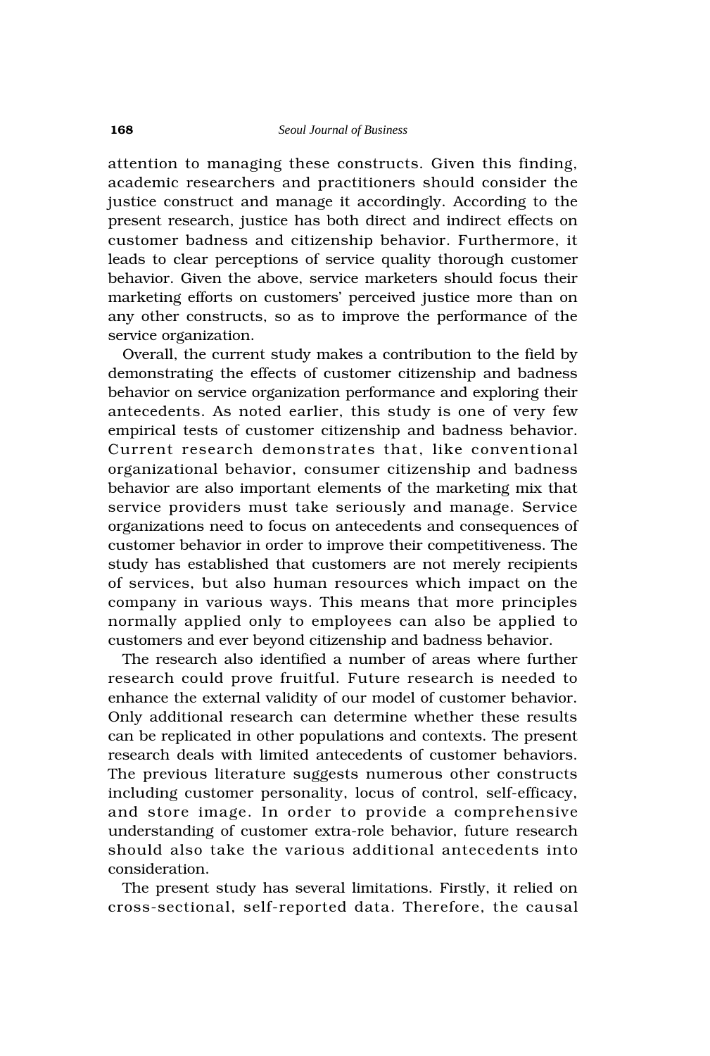attention to managing these constructs. Given this finding, academic researchers and practitioners should consider the justice construct and manage it accordingly. According to the present research, justice has both direct and indirect effects on customer badness and citizenship behavior. Furthermore, it leads to clear perceptions of service quality thorough customer behavior. Given the above, service marketers should focus their marketing efforts on customers' perceived justice more than on any other constructs, so as to improve the performance of the service organization.

Overall, the current study makes a contribution to the field by demonstrating the effects of customer citizenship and badness behavior on service organization performance and exploring their antecedents. As noted earlier, this study is one of very few empirical tests of customer citizenship and badness behavior. Current research demonstrates that, like conventional organizational behavior, consumer citizenship and badness behavior are also important elements of the marketing mix that service providers must take seriously and manage. Service organizations need to focus on antecedents and consequences of customer behavior in order to improve their competitiveness. The study has established that customers are not merely recipients of services, but also human resources which impact on the company in various ways. This means that more principles normally applied only to employees can also be applied to customers and ever beyond citizenship and badness behavior.

The research also identified a number of areas where further research could prove fruitful. Future research is needed to enhance the external validity of our model of customer behavior. Only additional research can determine whether these results can be replicated in other populations and contexts. The present research deals with limited antecedents of customer behaviors. The previous literature suggests numerous other constructs including customer personality, locus of control, self-efficacy, and store image. In order to provide a comprehensive understanding of customer extra-role behavior, future research should also take the various additional antecedents into consideration.

The present study has several limitations. Firstly, it relied on cross-sectional, self-reported data. Therefore, the causal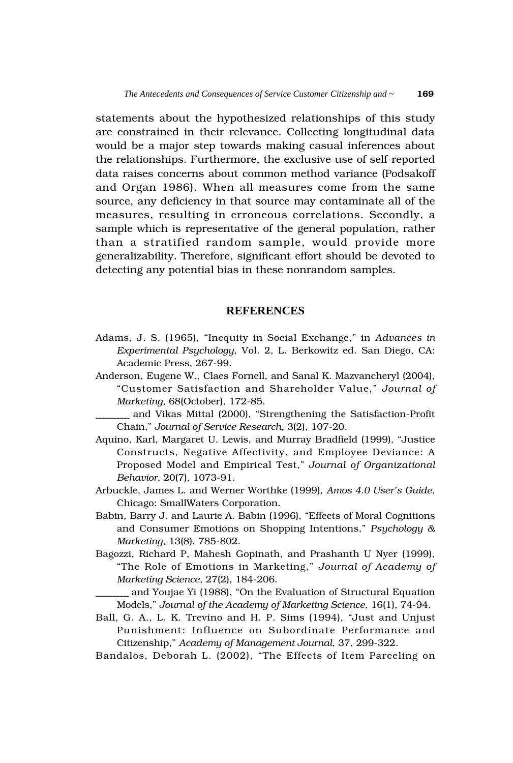statements about the hypothesized relationships of this study are constrained in their relevance. Collecting longitudinal data would be a major step towards making casual inferences about the relationships. Furthermore, the exclusive use of self-reported data raises concerns about common method variance (Podsakoff and Organ 1986). When all measures come from the same source, any deficiency in that source may contaminate all of the measures, resulting in erroneous correlations. Secondly, a sample which is representative of the general population, rather than a stratified random sample, would provide more generalizability. Therefore, significant effort should be devoted to detecting any potential bias in these nonrandom samples.

## REFERENCES

Adams, J. S. (1965), "Inequity in Social Exchange," in *Advances in Experimental Psychology*, Vol. 2, L. Berkowitz ed. San Diego, CA: Academic Press, 267-99.

Anderson, Eugene W., Claes Fornell, and Sanal K. Mazvancheryl (2004), "Customer Satisfaction and Shareholder Value," *Journal of Marketing*, 68(October), 172-85.

_______ and Vikas Mittal (2000), "Strengthening the Satisfaction-Profit Chain," *Journal of Service Research*, 3(2), 107-20.

Aquino, Karl, Margaret U. Lewis, and Murray Bradfield (1999), "Justice Constructs, Negative Affectivity, and Employee Deviance: A Proposed Model and Empirical Test," *Journal of Organizational Behavior*, 20(7), 1073-91.

Arbuckle, James L. and Werner Worthke (1999), *Amos 4.0 User's Guide*, Chicago: SmallWaters Corporation.

Babin, Barry J. and Laurie A. Babin (1996), "Effects of Moral Cognitions and Consumer Emotions on Shopping Intentions," *Psychology & Marketing*, 13(8), 785-802.

Bagozzi, Richard P, Mahesh Gopinath, and Prashanth U Nyer (1999), "The Role of Emotions in Marketing," *Journal of Academy of Marketing Science*, 27(2), 184-206.

_______ and Youjae Yi (1988), "On the Evaluation of Structural Equation Models," *Journal of the Academy of Marketing Science*, 16(1), 74-94.

Ball, G. A., L. K. Trevino and H. P. Sims (1994), "Just and Unjust Punishment: Influence on Subordinate Performance and Citizenship," *Academy of Management Journal*, 37, 299-322.

Bandalos, Deborah L. (2002), "The Effects of Item Parceling on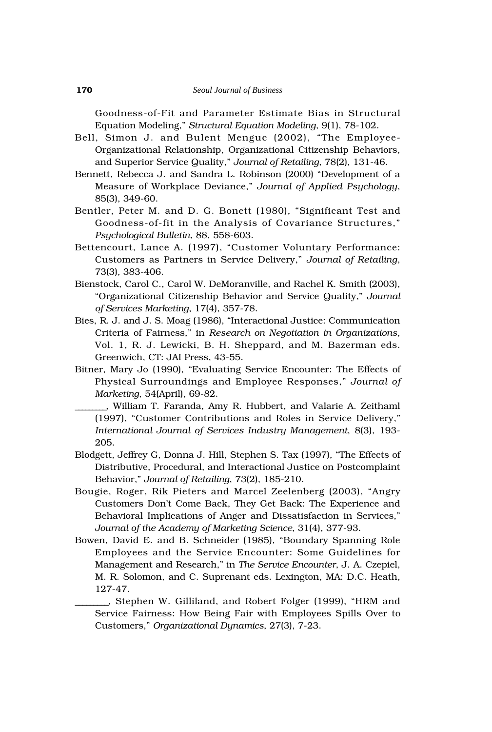Goodness-of-Fit and Parameter Estimate Bias in Structural Equation Modeling," *Structural Equation Modeling*, 9(1), 78-102.

Bell, Simon J. and Bulent Menguc (2002), "The Employee-Organizational Relationship, Organizational Citizenship Behaviors, and Superior Service Quality," *Journal of Retailing*, 78(2), 131-46.

Bennett, Rebecca J. and Sandra L. Robinson (2000) "Development of a Measure of Workplace Deviance," *Journal of Applied Psychology*, 85(3), 349-60.

Bentler, Peter M. and D. G. Bonett (1980), "Significant Test and Goodness-of-fit in the Analysis of Covariance Structures," *Psychological Bulletin*, 88, 558-603.

Bettencourt, Lance A. (1997), "Customer Voluntary Performance: Customers as Partners in Service Delivery," *Journal of Retailing*, 73(3), 383-406.

Bienstock, Carol C., Carol W. DeMoranville, and Rachel K. Smith (2003), "Organizational Citizenship Behavior and Service Quality," *Journal of Services Marketing*, 17(4), 357-78.

Bies, R. J. and J. S. Moag (1986), "Interactional Justice: Communication Criteria of Fairness," in *Research on Negotiation in Organizations*, Vol. 1, R. J. Lewicki, B. H. Sheppard, and M. Bazerman eds. Greenwich, CT: JAI Press, 43-55.

Bitner, Mary Jo (1990), "Evaluating Service Encounter: The Effects of Physical Surroundings and Employee Responses," *Journal of Marketing*, 54(April), 69-82.

_______, William T. Faranda, Amy R. Hubbert, and Valarie A. Zeithaml (1997), "Customer Contributions and Roles in Service Delivery," *International Journal of Services Industry Management*, 8(3), 193-205.

Blodgett, Jeffrey G, Donna J. Hill, Stephen S. Tax (1997), "The Effects of Distributive, Procedural, and Interactional Justice on Postcomplaint Behavior," *Journal of Retailing*, 73(2), 185-210.

Bougie, Roger, Rik Pieters and Marcel Zeelenberg (2003), "Angry Customers Don't Come Back, They Get Back: The Experience and Behavioral Implications of Anger and Dissatisfaction in Services," *Journal of the Academy of Marketing Science*, 31(4), 377-93.

Bowen, David E. and B. Schneider (1985), "Boundary Spanning Role Employees and the Service Encounter: Some Guidelines for Management and Research," in *The Service Encounter*, J. A. Czepiel, M. R. Solomon, and C. Suprenant eds. Lexington, MA: D.C. Heath, 127-47.

_______, Stephen W. Gilliland, and Robert Folger (1999), "HRM and Service Fairness: How Being Fair with Employees Spills Over to Customers," *Organizational Dynamics*, 27(3), 7-23.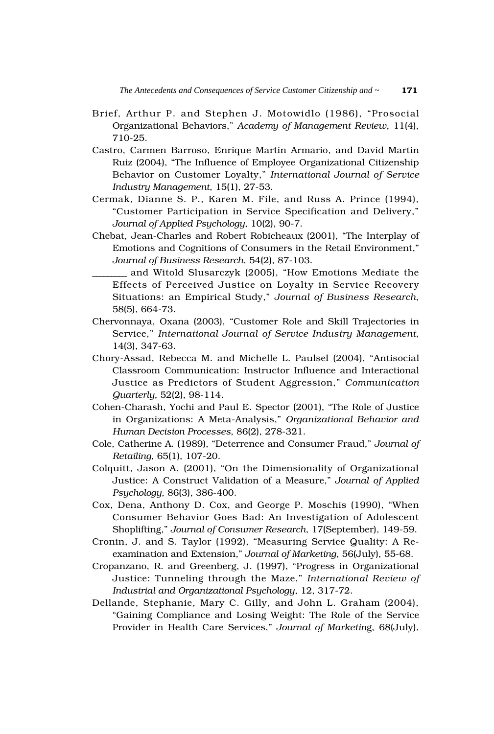Brief, Arthur P. and Stephen J. Motowidlo (1986), "Prosocial Organizational Behaviors," *Academy of Management Review*, 11(4), 710-25.

Castro, Carmen Barroso, Enrique Martin Armario, and David Martin Ruiz (2004), "The Influence of Employee Organizational Citizenship Behavior on Customer Loyalty," *International Journal of Service Industry Management*, 15(1), 27-53.

Cermak, Dianne S. P., Karen M. File, and Russ A. Prince (1994), "Customer Participation in Service Specification and Delivery," *Journal of Applied Psychology*, 10(2), 90-7.

Chebat, Jean-Charles and Robert Robicheaux (2001), "The Interplay of Emotions and Cognitions of Consumers in the Retail Environment," *Journal of Business Research*, 54(2), 87-103.

________ and Witold Slusarczyk (2005), "How Emotions Mediate the Effects of Perceived Justice on Loyalty in Service Recovery Situations: an Empirical Study," *Journal of Business Research*, 58(5), 664-73.

Chervonnaya, Oxana (2003), "Customer Role and Skill Trajectories in Service," *International Journal of Service Industry Management*, 14(3), 347-63.

Chory-Assad, Rebecca M. and Michelle L. Paulsel (2004), "Antisocial Classroom Communication: Instructor Influence and Interactional Justice as Predictors of Student Aggression," *Communication Quarterly*, 52(2), 98-114.

Cohen-Charash, Yochi and Paul E. Spector (2001), "The Role of Justice in Organizations: A Meta-Analysis," *Organizational Behavior and Human Decision Processes*, 86(2), 278-321.

Cole, Catherine A. (1989), "Deterrence and Consumer Fraud," *Journal of Retailing*, 65(1), 107-20.

Colquitt, Jason A. (2001), "On the Dimensionality of Organizational Justice: A Construct Validation of a Measure," *Journal of Applied Psychology*, 86(3), 386-400.

Cox, Dena, Anthony D. Cox, and George P. Moschis (1990), "When Consumer Behavior Goes Bad: An Investigation of Adolescent Shoplifting," *Journal of Consumer Research*, 17(September), 149-59.

Cronin, J. and S. Taylor (1992), "Measuring Service Quality: A Re-examination and Extension," *Journal of Marketing*, 56(July), 55-68.

Cropanzano, R. and Greenberg, J. (1997), "Progress in Organizational Justice: Tunneling through the Maze," *International Review of Industrial and Organizational Psychology*, 12, 317-72.

Dellande, Stephanie, Mary C. Gilly, and John L. Graham (2004), "Gaining Compliance and Losing Weight: The Role of the Service Provider in Health Care Services," *Journal of Marketing*, 68(July),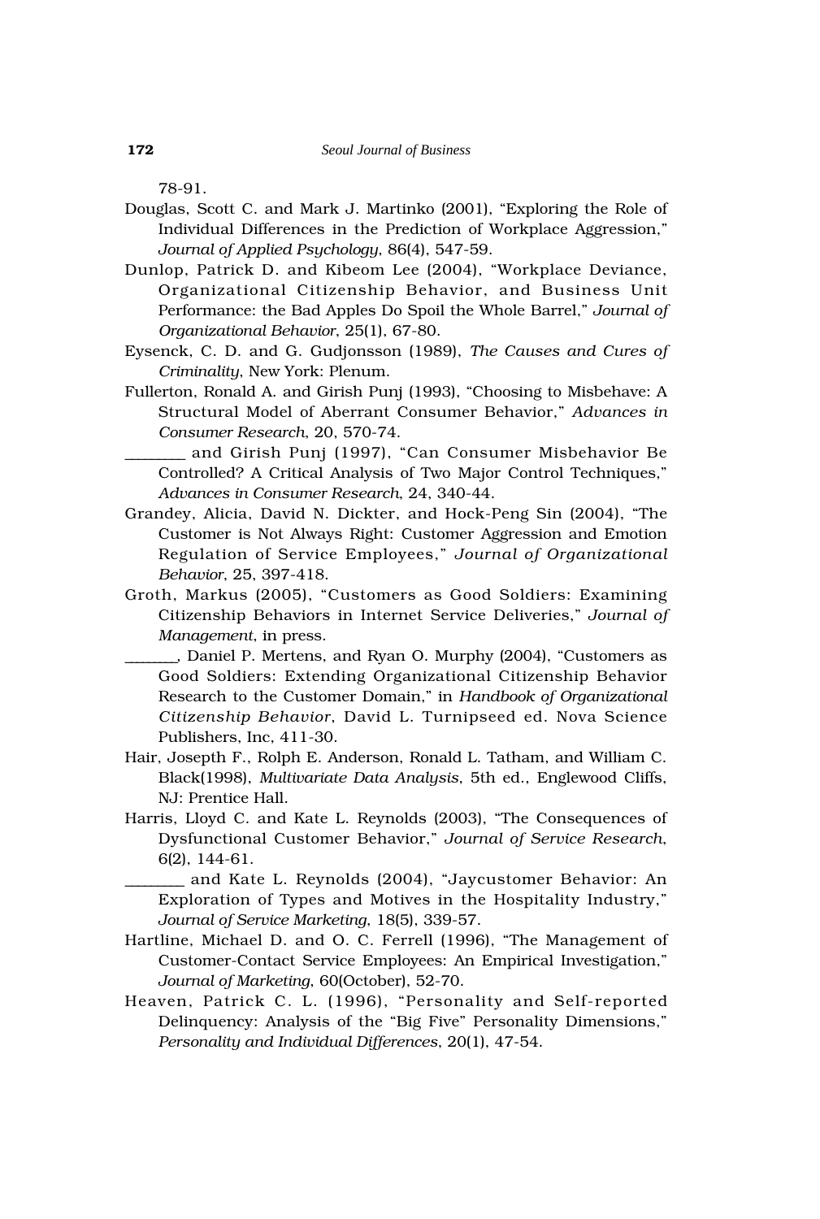78-91.

Douglas, Scott C. and Mark J. Martinko (2001), "Exploring the Role of Individual Differences in the Prediction of Workplace Aggression," *Journal of Applied Psychology*, 86(4), 547-59.

Dunlop, Patrick D. and Kibeom Lee (2004), "Workplace Deviance, Organizational Citizenship Behavior, and Business Unit Performance: the Bad Apples Do Spoil the Whole Barrel," *Journal of Organizational Behavior*, 25(1), 67-80.

Eysenck, C. D. and G. Gudjonsson (1989), *The Causes and Cures of Criminality*, New York: Plenum.

Fullerton, Ronald A. and Girish Punj (1993), "Choosing to Misbehave: A Structural Model of Aberrant Consumer Behavior," *Advances in Consumer Research*, 20, 570-74.

________ and Girish Punj (1997), "Can Consumer Misbehavior Be Controlled? A Critical Analysis of Two Major Control Techniques," *Advances in Consumer Research*, 24, 340-44.

Grandey, Alicia, David N. Dickter, and Hock-Peng Sin (2004), "The Customer is Not Always Right: Customer Aggression and Emotion Regulation of Service Employees," *Journal of Organizational Behavior*, 25, 397-418.

Groth, Markus (2005), "Customers as Good Soldiers: Examining Citizenship Behaviors in Internet Service Deliveries," *Journal of Management*, in press.

_______, Daniel P. Mertens, and Ryan O. Murphy (2004), "Customers as Good Soldiers: Extending Organizational Citizenship Behavior Research to the Customer Domain," in *Handbook of Organizational Citizenship Behavior*, David L. Turnipseed ed. Nova Science Publishers, Inc, 411-30.

Hair, Josepth F., Rolph E. Anderson, Ronald L. Tatham, and William C. Black(1998), *Multivariate Data Analysis*, 5th ed., Englewood Cliffs, NJ: Prentice Hall.

Harris, Lloyd C. and Kate L. Reynolds (2003), "The Consequences of Dysfunctional Customer Behavior," *Journal of Service Research*, 6(2), 144-61.

________ and Kate L. Reynolds (2004), "Jaycustomer Behavior: An Exploration of Types and Motives in the Hospitality Industry," *Journal of Service Marketing*, 18(5), 339-57.

Hartline, Michael D. and O. C. Ferrell (1996), "The Management of Customer-Contact Service Employees: An Empirical Investigation," *Journal of Marketing*, 60(October), 52-70.

Heaven, Patrick C. L. (1996), "Personality and Self-reported Delinquency: Analysis of the "Big Five" Personality Dimensions," *Personality and Individual Differences*, 20(1), 47-54.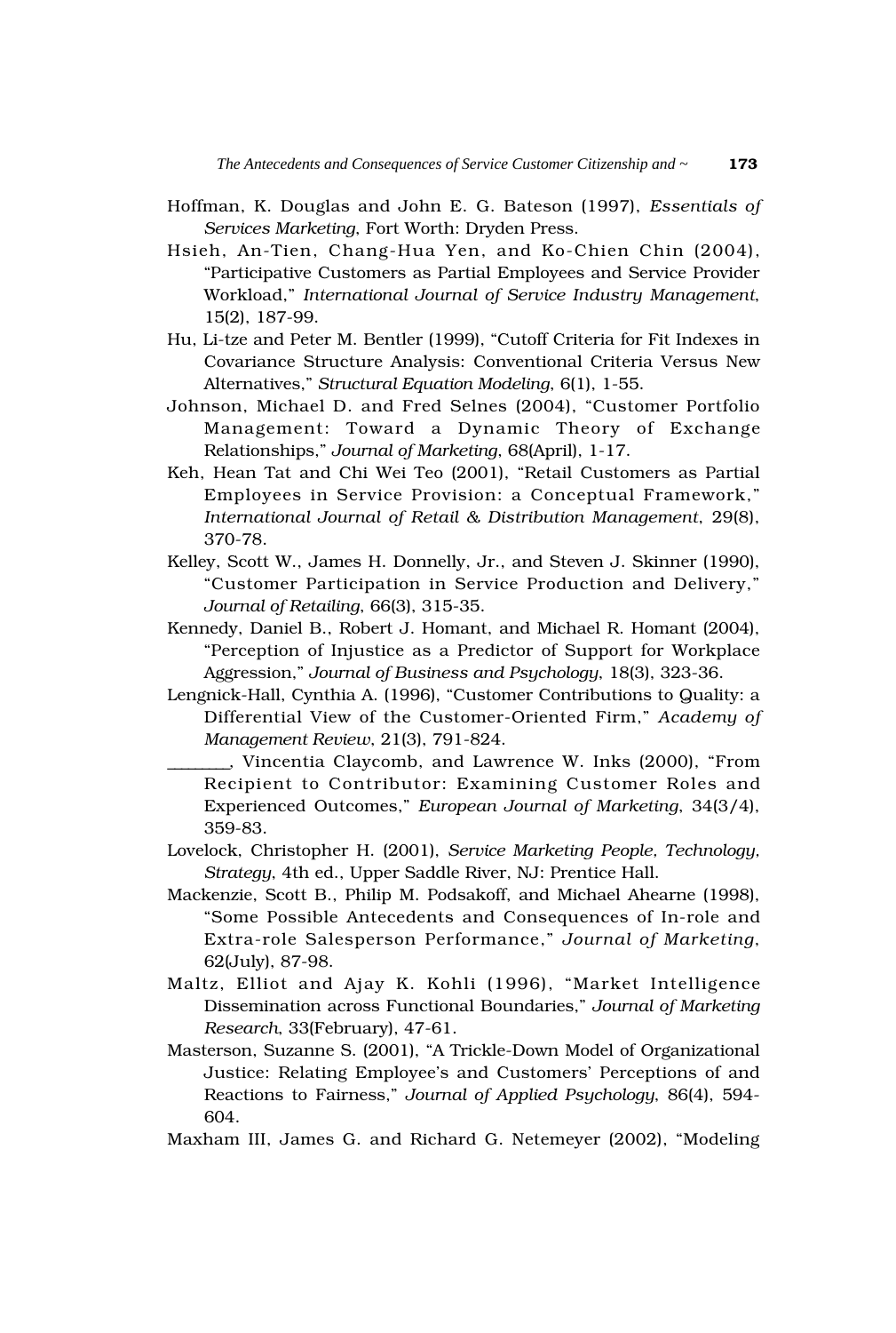Hoffman, K. Douglas and John E. G. Bateson (1997), *Essentials of Services Marketing*, Fort Worth: Dryden Press.

Hsieh, An-Tien, Chang-Hua Yen, and Ko-Chien Chin (2004), "Participative Customers as Partial Employees and Service Provider Workload," *International Journal of Service Industry Management*, 15(2), 187-99.

Hu, Li-tze and Peter M. Bentler (1999), "Cutoff Criteria for Fit Indexes in Covariance Structure Analysis: Conventional Criteria Versus New Alternatives," *Structural Equation Modeling*, 6(1), 1-55.

Johnson, Michael D. and Fred Selnes (2004), "Customer Portfolio Management: Toward a Dynamic Theory of Exchange Relationships," *Journal of Marketing*, 68(April), 1-17.

Keh, Hean Tat and Chi Wei Teo (2001), "Retail Customers as Partial Employees in Service Provision: a Conceptual Framework," *International Journal of Retail & Distribution Management*, 29(8), 370-78.

Kelley, Scott W., James H. Donnelly, Jr., and Steven J. Skinner (1990), "Customer Participation in Service Production and Delivery," *Journal of Retailing*, 66(3), 315-35.

Kennedy, Daniel B., Robert J. Homant, and Michael R. Homant (2004), "Perception of Injustice as a Predictor of Support for Workplace Aggression," *Journal of Business and Psychology*, 18(3), 323-36.

Lengnick-Hall, Cynthia A. (1996), "Customer Contributions to Quality: a Differential View of the Customer-Oriented Firm," *Academy of Management Review*, 21(3), 791-824.

________, Vincentia Claycomb, and Lawrence W. Inks (2000), "From Recipient to Contributor: Examining Customer Roles and Experienced Outcomes," *European Journal of Marketing*, 34(3/4), 359-83.

Lovelock, Christopher H. (2001), *Service Marketing People, Technology, Strategy*, 4th ed., Upper Saddle River, NJ: Prentice Hall.

Mackenzie, Scott B., Philip M. Podsakoff, and Michael Ahearne (1998), "Some Possible Antecedents and Consequences of In-role and Extra-role Salesperson Performance," *Journal of Marketing*, 62(July), 87-98.

Maltz, Elliot and Ajay K. Kohli (1996), "Market Intelligence Dissemination across Functional Boundaries," *Journal of Marketing Research*, 33(February), 47-61.

Masterson, Suzanne S. (2001), "A Trickle-Down Model of Organizational Justice: Relating Employee's and Customers' Perceptions of and Reactions to Fairness," *Journal of Applied Psychology*, 86(4), 594-604.

Maxham III, James G. and Richard G. Netemeyer (2002), "Modeling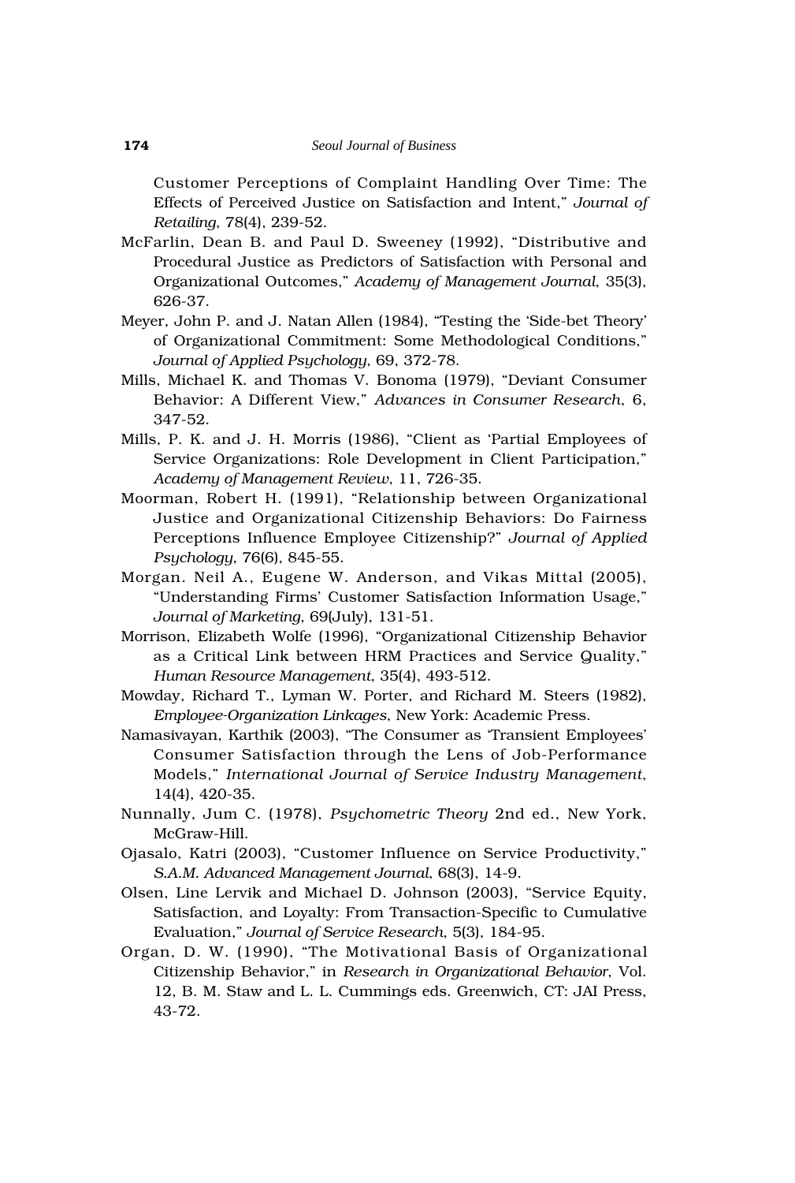Customer Perceptions of Complaint Handling Over Time: The Effects of Perceived Justice on Satisfaction and Intent," *Journal of Retailing*, 78(4), 239-52.

McFarlin, Dean B. and Paul D. Sweeney (1992), "Distributive and Procedural Justice as Predictors of Satisfaction with Personal and Organizational Outcomes," *Academy of Management Journal*, 35(3), 626-37.

Meyer, John P. and J. Natan Allen (1984), "Testing the 'Side-bet Theory' of Organizational Commitment: Some Methodological Conditions," *Journal of Applied Psychology*, 69, 372-78.

Mills, Michael K. and Thomas V. Bonoma (1979), "Deviant Consumer Behavior: A Different View," *Advances in Consumer Research*, 6, 347-52.

Mills, P. K. and J. H. Morris (1986), "Client as 'Partial Employees of Service Organizations: Role Development in Client Participation," *Academy of Management Review*, 11, 726-35.

Moorman, Robert H. (1991), "Relationship between Organizational Justice and Organizational Citizenship Behaviors: Do Fairness Perceptions Influence Employee Citizenship?" *Journal of Applied Psychology*, 76(6), 845-55.

Morgan. Neil A., Eugene W. Anderson, and Vikas Mittal (2005), "Understanding Firms' Customer Satisfaction Information Usage," *Journal of Marketing*, 69(July), 131-51.

Morrison, Elizabeth Wolfe (1996), "Organizational Citizenship Behavior as a Critical Link between HRM Practices and Service Quality," *Human Resource Management*, 35(4), 493-512.

Mowday, Richard T., Lyman W. Porter, and Richard M. Steers (1982), *Employee-Organization Linkages*, New York: Academic Press.

Namasivayan, Karthik (2003), "The Consumer as 'Transient Employees' Consumer Satisfaction through the Lens of Job-Performance Models," *International Journal of Service Industry Management*, 14(4), 420-35.

Nunnally, Jum C. (1978), *Psychometric Theory* 2nd ed., New York, McGraw-Hill.

Ojasalo, Katri (2003), "Customer Influence on Service Productivity," *S.A.M. Advanced Management Journal*, 68(3), 14-9.

Olsen, Line Lervik and Michael D. Johnson (2003), "Service Equity, Satisfaction, and Loyalty: From Transaction-Specific to Cumulative Evaluation," *Journal of Service Research*, 5(3), 184-95.

Organ, D. W. (1990), "The Motivational Basis of Organizational Citizenship Behavior," in *Research in Organizational Behavior*, Vol. 12, B. M. Staw and L. L. Cummings eds. Greenwich, CT: JAI Press, 43-72.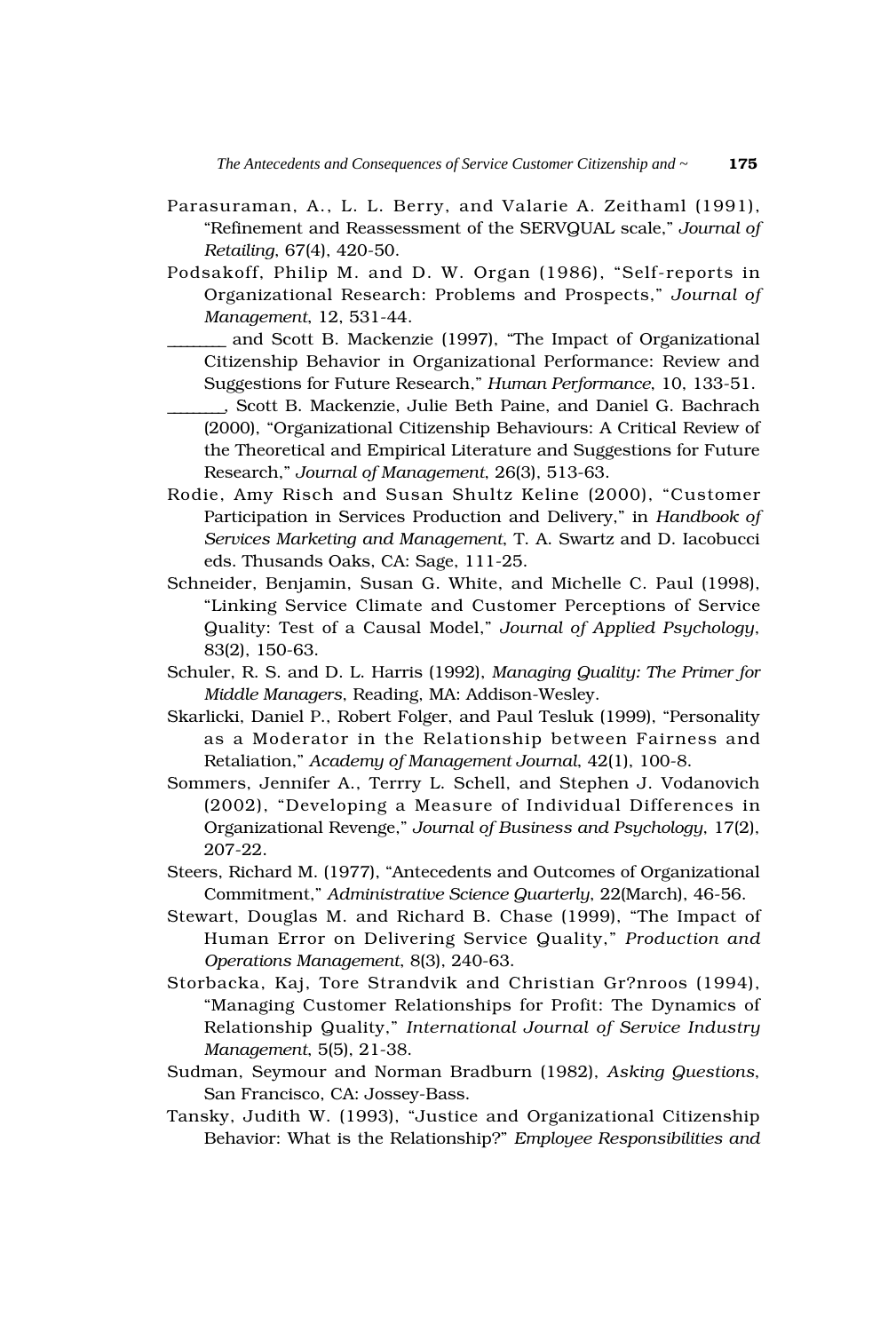Parasuraman, A., L. L. Berry, and Valarie A. Zeithaml (1991), "Refinement and Reassessment of the SERVQUAL scale," *Journal of Retailing*, 67(4), 420-50.

Podsakoff, Philip M. and D. W. Organ (1986), "Self-reports in Organizational Research: Problems and Prospects," *Journal of Management*, 12, 531-44.

_______ and Scott B. Mackenzie (1997), "The Impact of Organizational Citizenship Behavior in Organizational Performance: Review and Suggestions for Future Research," *Human Performance*, 10, 133-51.

_______, Scott B. Mackenzie, Julie Beth Paine, and Daniel G. Bachrach (2000), "Organizational Citizenship Behaviours: A Critical Review of the Theoretical and Empirical Literature and Suggestions for Future Research," *Journal of Management*, 26(3), 513-63.

Rodie, Amy Risch and Susan Shultz Keline (2000), "Customer Participation in Services Production and Delivery," in *Handbook of Services Marketing and Management*, T. A. Swartz and D. Iacobucci eds. Thusands Oaks, CA: Sage, 111-25.

Schneider, Benjamin, Susan G. White, and Michelle C. Paul (1998), "Linking Service Climate and Customer Perceptions of Service Quality: Test of a Causal Model," *Journal of Applied Psychology*, 83(2), 150-63.

Schuler, R. S. and D. L. Harris (1992), *Managing Quality: The Primer for Middle Managers*, Reading, MA: Addison-Wesley.

Skarlicki, Daniel P., Robert Folger, and Paul Tesluk (1999), "Personality as a Moderator in the Relationship between Fairness and Retaliation," *Academy of Management Journal*, 42(1), 100-8.

Sommers, Jennifer A., Terrry L. Schell, and Stephen J. Vodanovich (2002), "Developing a Measure of Individual Differences in Organizational Revenge," *Journal of Business and Psychology*, 17(2), 207-22.

Steers, Richard M. (1977), "Antecedents and Outcomes of Organizational Commitment," *Administrative Science Quarterly*, 22(March), 46-56.

Stewart, Douglas M. and Richard B. Chase (1999), "The Impact of Human Error on Delivering Service Quality," *Production and Operations Management*, 8(3), 240-63.

Storbacka, Kaj, Tore Strandvik and Christian Gr?nroos (1994), "Managing Customer Relationships for Profit: The Dynamics of Relationship Quality," *International Journal of Service Industry Management*, 5(5), 21-38.

Sudman, Seymour and Norman Bradburn (1982), *Asking Questions*, San Francisco, CA: Jossey-Bass.

Tansky, Judith W. (1993), "Justice and Organizational Citizenship Behavior: What is the Relationship?" *Employee Responsibilities and*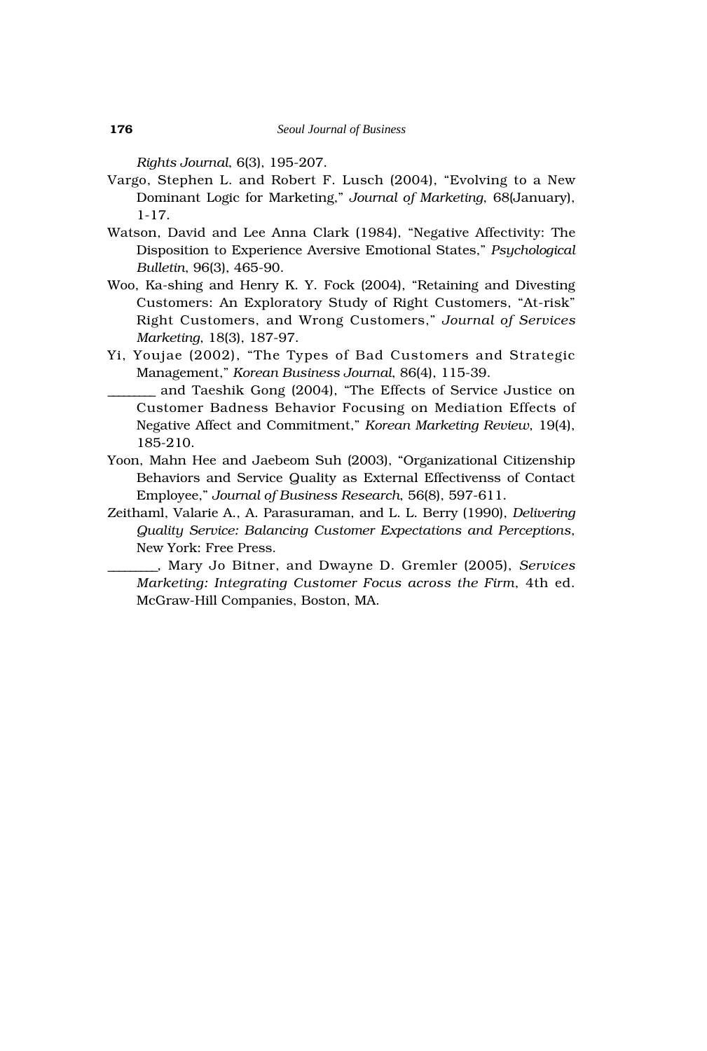*Rights Journal*, 6(3), 195-207.

Vargo, Stephen L. and Robert F. Lusch (2004), "Evolving to a New Dominant Logic for Marketing," *Journal of Marketing*, 68(January), 1-17.

Watson, David and Lee Anna Clark (1984), "Negative Affectivity: The Disposition to Experience Aversive Emotional States," *Psychological Bulletin*, 96(3), 465-90.

Woo, Ka-shing and Henry K. Y. Fock (2004), "Retaining and Divesting Customers: An Exploratory Study of Right Customers, "At-risk" Right Customers, and Wrong Customers," *Journal of Services Marketing*, 18(3), 187-97.

Yi, Youjae (2002), "The Types of Bad Customers and Strategic Management," *Korean Business Journal*, 86(4), 115-39.

_______ and Taeshik Gong (2004), "The Effects of Service Justice on Customer Badness Behavior Focusing on Mediation Effects of Negative Affect and Commitment," *Korean Marketing Review*, 19(4), 185-210.

Yoon, Mahn Hee and Jaebeom Suh (2003), "Organizational Citizenship Behaviors and Service Quality as External Effectivenss of Contact Employee," *Journal of Business Research*, 56(8), 597-611.

Zeithaml, Valarie A., A. Parasuraman, and L. L. Berry (1990), *Delivering Quality Service: Balancing Customer Expectations and Perceptions*, New York: Free Press.

_______, Mary Jo Bitner, and Dwayne D. Gremler (2005), *Services Marketing: Integrating Customer Focus across the Firm*, 4th ed. McGraw-Hill Companies, Boston, MA.